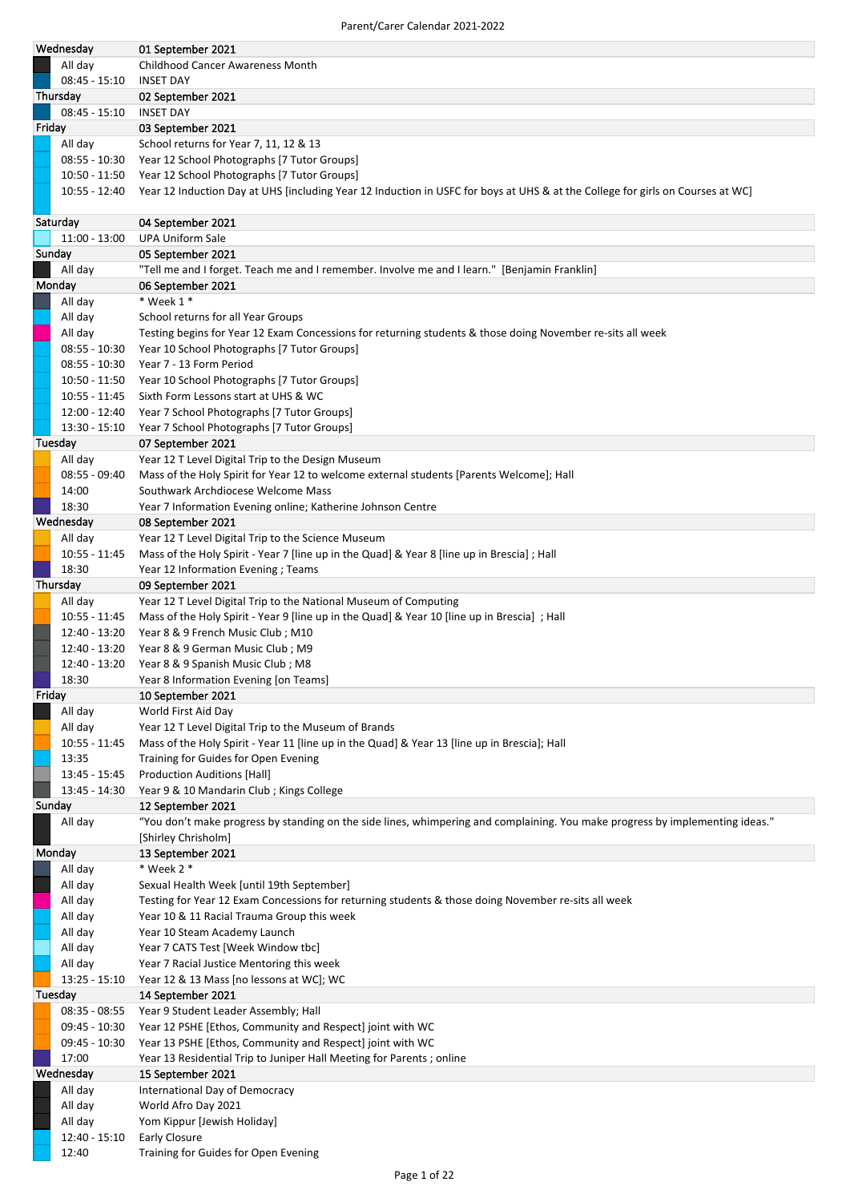# Parent/Carer Calendar 2021-2022

| Day | Date / Event |
|---|---|
| **Wednesday** | **01 September 2021** |
| All day | Childhood Cancer Awareness Month |
| 08:45 - 15:10 | INSET DAY |
| **Thursday** | **02 September 2021** |
| 08:45 - 15:10 | INSET DAY |
| **Friday** | **03 September 2021** |
| All day | School returns for Year 7, 11, 12 & 13 |
| 08:55 - 10:30 | Year 12 School Photographs [7 Tutor Groups] |
| 10:50 - 11:50 | Year 12 School Photographs [7 Tutor Groups] |
| 10:55 - 12:40 | Year 12 Induction Day at UHS [including Year 12 Induction in USFC for boys at UHS & at the College for girls on Courses at WC] |
| **Saturday** | **04 September 2021** |
| 11:00 - 13:00 | UPA Uniform Sale |
| **Sunday** | **05 September 2021** |
| All day | "Tell me and I forget. Teach me and I remember. Involve me and I learn." [Benjamin Franklin] |
| **Monday** | **06 September 2021** |
| All day | * Week 1 * |
| All day | School returns for all Year Groups |
| All day | Testing begins for Year 12 Exam Concessions for returning students & those doing November re-sits all week |
| 08:55 - 10:30 | Year 10 School Photographs [7 Tutor Groups] |
| 08:55 - 10:30 | Year 7 - 13 Form Period |
| 10:50 - 11:50 | Year 10 School Photographs [7 Tutor Groups] |
| 10:55 - 11:45 | Sixth Form Lessons start at UHS & WC |
| 12:00 - 12:40 | Year 7 School Photographs [7 Tutor Groups] |
| 13:30 - 15:10 | Year 7 School Photographs [7 Tutor Groups] |
| **Tuesday** | **07 September 2021** |
| All day | Year 12 T Level Digital Trip to the Design Museum |
| 08:55 - 09:40 | Mass of the Holy Spirit for Year 12 to welcome external students [Parents Welcome]; Hall |
| 14:00 | Southwark Archdiocese Welcome Mass |
| 18:30 | Year 7 Information Evening online; Katherine Johnson Centre |
| **Wednesday** | **08 September 2021** |
| All day | Year 12 T Level Digital Trip to the Science Museum |
| 10:55 - 11:45 | Mass of the Holy Spirit - Year 7 [line up in the Quad] & Year 8 [line up in Brescia] ; Hall |
| 18:30 | Year 12 Information Evening ; Teams |
| **Thursday** | **09 September 2021** |
| All day | Year 12 T Level Digital Trip to the National Museum of Computing |
| 10:55 - 11:45 | Mass of the Holy Spirit - Year 9 [line up in the Quad] & Year 10 [line up in Brescia] ; Hall |
| 12:40 - 13:20 | Year 8 & 9 French Music Club ; M10 |
| 12:40 - 13:20 | Year 8 & 9 German Music Club ; M9 |
| 12:40 - 13:20 | Year 8 & 9 Spanish Music Club ; M8 |
| 18:30 | Year 8 Information Evening [on Teams] |
| **Friday** | **10 September 2021** |
| All day | World First Aid Day |
| All day | Year 12 T Level Digital Trip to the Museum of Brands |
| 10:55 - 11:45 | Mass of the Holy Spirit - Year 11 [line up in the Quad] & Year 13 [line up in Brescia]; Hall |
| 13:35 | Training for Guides for Open Evening |
| 13:45 - 15:45 | Production Auditions [Hall] |
| 13:45 - 14:30 | Year 9 & 10 Mandarin Club ; Kings College |
| **Sunday** | **12 September 2021** |
| All day | "You don't make progress by standing on the side lines, whimpering and complaining. You make progress by implementing ideas." [Shirley Chrisholm] |
| **Monday** | **13 September 2021** |
| All day | * Week 2 * |
| All day | Sexual Health Week [until 19th September] |
| All day | Testing for Year 12 Exam Concessions for returning students & those doing November re-sits all week |
| All day | Year 10 & 11 Racial Trauma Group this week |
| All day | Year 10 Steam Academy Launch |
| All day | Year 7 CATS Test [Week Window tbc] |
| All day | Year 7 Racial Justice Mentoring this week |
| 13:25 - 15:10 | Year 12 & 13 Mass [no lessons at WC]; WC |
| **Tuesday** | **14 September 2021** |
| 08:35 - 08:55 | Year 9 Student Leader Assembly; Hall |
| 09:45 - 10:30 | Year 12 PSHE [Ethos, Community and Respect] joint with WC |
| 09:45 - 10:30 | Year 13 PSHE [Ethos, Community and Respect] joint with WC |
| 17:00 | Year 13 Residential Trip to Juniper Hall Meeting for Parents ; online |
| **Wednesday** | **15 September 2021** |
| All day | International Day of Democracy |
| All day | World Afro Day 2021 |
| All day | Yom Kippur [Jewish Holiday] |
| 12:40 - 15:10 | Early Closure |
| 12:40 | Training for Guides for Open Evening |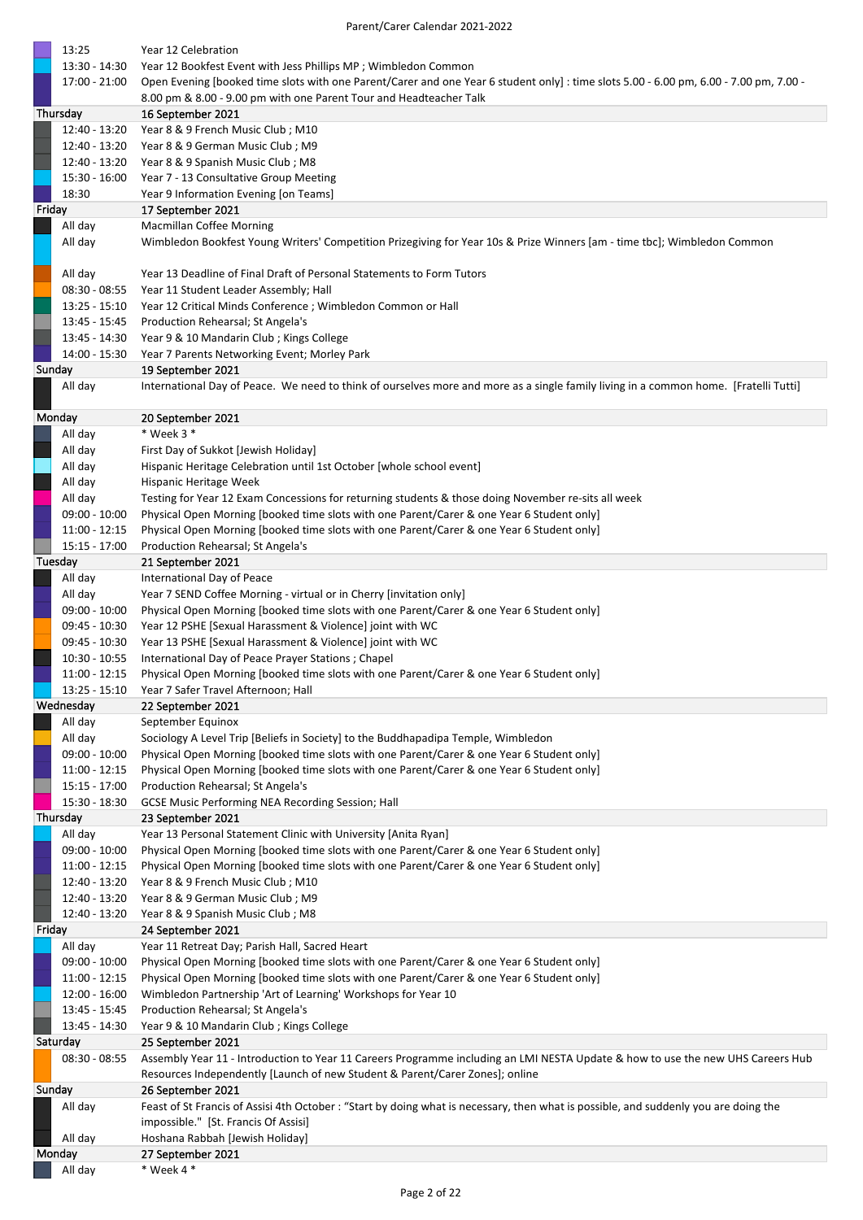| | |
|---|---|
| 13:25 | Year 12 Celebration |
| 13:30 - 14:30 | Year 12 Bookfest Event with Jess Phillips MP ; Wimbledon Common |
| 17:00 - 21:00 | Open Evening [booked time slots with one Parent/Carer and one Year 6 student only] : time slots 5.00 - 6.00 pm, 6.00 - 7.00 pm, 7.00 - 8.00 pm & 8.00 - 9.00 pm with one Parent Tour and Headteacher Talk |
| **Thursday** | **16 September 2021** |
| 12:40 - 13:20 | Year 8 & 9 French Music Club ; M10 |
| 12:40 - 13:20 | Year 8 & 9 German Music Club ; M9 |
| 12:40 - 13:20 | Year 8 & 9 Spanish Music Club ; M8 |
| 15:30 - 16:00 | Year 7 - 13 Consultative Group Meeting |
| 18:30 | Year 9 Information Evening [on Teams] |
| **Friday** | **17 September 2021** |
| All day | Macmillan Coffee Morning |
| All day | Wimbledon Bookfest Young Writers' Competition Prizegiving for Year 10s & Prize Winners [am - time tbc]; Wimbledon Common |
| All day | Year 13 Deadline of Final Draft of Personal Statements to Form Tutors |
| 08:30 - 08:55 | Year 11 Student Leader Assembly; Hall |
| 13:25 - 15:10 | Year 12 Critical Minds Conference ; Wimbledon Common or Hall |
| 13:45 - 15:45 | Production Rehearsal; St Angela's |
| 13:45 - 14:30 | Year 9 & 10 Mandarin Club ; Kings College |
| 14:00 - 15:30 | Year 7 Parents Networking Event; Morley Park |
| **Sunday** | **19 September 2021** |
| All day | International Day of Peace. We need to think of ourselves more and more as a single family living in a common home. [Fratelli Tutti] |
| **Monday** | **20 September 2021** |
| All day | * Week 3 * |
| All day | First Day of Sukkot [Jewish Holiday] |
| All day | Hispanic Heritage Celebration until 1st October [whole school event] |
| All day | Hispanic Heritage Week |
| All day | Testing for Year 12 Exam Concessions for returning students & those doing November re-sits all week |
| 09:00 - 10:00 | Physical Open Morning [booked time slots with one Parent/Carer & one Year 6 Student only] |
| 11:00 - 12:15 | Physical Open Morning [booked time slots with one Parent/Carer & one Year 6 Student only] |
| 15:15 - 17:00 | Production Rehearsal; St Angela's |
| **Tuesday** | **21 September 2021** |
| All day | International Day of Peace |
| All day | Year 7 SEND Coffee Morning - virtual or in Cherry [invitation only] |
| 09:00 - 10:00 | Physical Open Morning [booked time slots with one Parent/Carer & one Year 6 Student only] |
| 09:45 - 10:30 | Year 12 PSHE [Sexual Harassment & Violence] joint with WC |
| 09:45 - 10:30 | Year 13 PSHE [Sexual Harassment & Violence] joint with WC |
| 10:30 - 10:55 | International Day of Peace Prayer Stations ; Chapel |
| 11:00 - 12:15 | Physical Open Morning [booked time slots with one Parent/Carer & one Year 6 Student only] |
| 13:25 - 15:10 | Year 7 Safer Travel Afternoon; Hall |
| **Wednesday** | **22 September 2021** |
| All day | September Equinox |
| All day | Sociology A Level Trip [Beliefs in Society] to the Buddhapadipa Temple, Wimbledon |
| 09:00 - 10:00 | Physical Open Morning [booked time slots with one Parent/Carer & one Year 6 Student only] |
| 11:00 - 12:15 | Physical Open Morning [booked time slots with one Parent/Carer & one Year 6 Student only] |
| 15:15 - 17:00 | Production Rehearsal; St Angela's |
| 15:30 - 18:30 | GCSE Music Performing NEA Recording Session; Hall |
| **Thursday** | **23 September 2021** |
| All day | Year 13 Personal Statement Clinic with University [Anita Ryan] |
| 09:00 - 10:00 | Physical Open Morning [booked time slots with one Parent/Carer & one Year 6 Student only] |
| 11:00 - 12:15 | Physical Open Morning [booked time slots with one Parent/Carer & one Year 6 Student only] |
| 12:40 - 13:20 | Year 8 & 9 French Music Club ; M10 |
| 12:40 - 13:20 | Year 8 & 9 German Music Club ; M9 |
| 12:40 - 13:20 | Year 8 & 9 Spanish Music Club ; M8 |
| **Friday** | **24 September 2021** |
| All day | Year 11 Retreat Day; Parish Hall, Sacred Heart |
| 09:00 - 10:00 | Physical Open Morning [booked time slots with one Parent/Carer & one Year 6 Student only] |
| 11:00 - 12:15 | Physical Open Morning [booked time slots with one Parent/Carer & one Year 6 Student only] |
| 12:00 - 16:00 | Wimbledon Partnership 'Art of Learning' Workshops for Year 10 |
| 13:45 - 15:45 | Production Rehearsal; St Angela's |
| 13:45 - 14:30 | Year 9 & 10 Mandarin Club ; Kings College |
| **Saturday** | **25 September 2021** |
| 08:30 - 08:55 | Assembly Year 11 - Introduction to Year 11 Careers Programme including an LMI NESTA Update & how to use the new UHS Careers Hub Resources Independently [Launch of new Student & Parent/Carer Zones]; online |
| **Sunday** | **26 September 2021** |
| All day | Feast of St Francis of Assisi 4th October : "Start by doing what is necessary, then what is possible, and suddenly you are doing the impossible." [St. Francis Of Assisi] |
| All day | Hoshana Rabbah [Jewish Holiday] |
| **Monday** | **27 September 2021** |
| All day | * Week 4 * |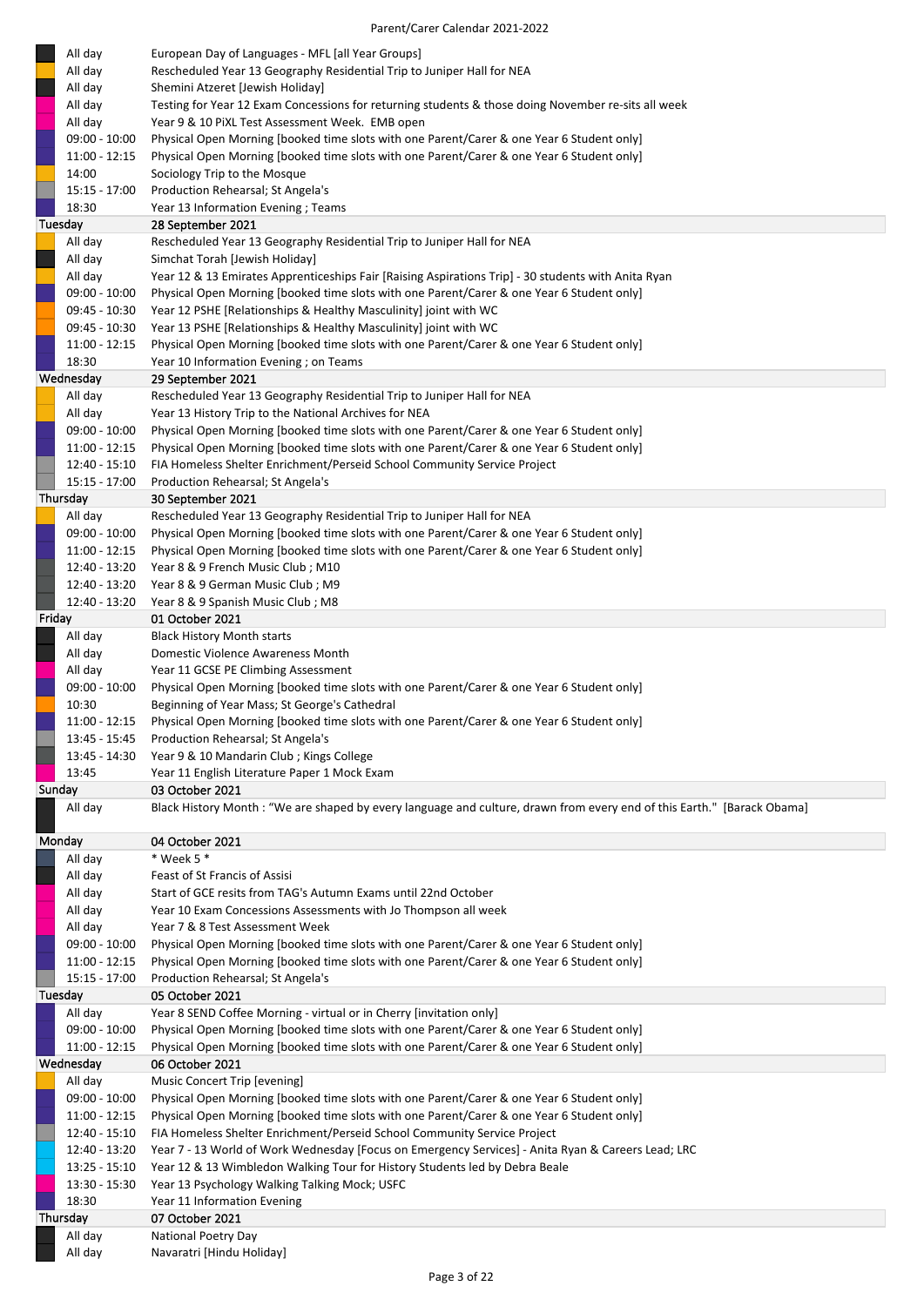Parent/Carer Calendar 2021-2022

| Time | Event |
|---|---|
| All day | European Day of Languages - MFL [all Year Groups] |
| All day | Rescheduled Year 13 Geography Residential Trip to Juniper Hall for NEA |
| All day | Shemini Atzeret [Jewish Holiday] |
| All day | Testing for Year 12 Exam Concessions for returning students & those doing November re-sits all week |
| All day | Year 9 & 10 PiXL Test Assessment Week. EMB open |
| 09:00 - 10:00 | Physical Open Morning [booked time slots with one Parent/Carer & one Year 6 Student only] |
| 11:00 - 12:15 | Physical Open Morning [booked time slots with one Parent/Carer & one Year 6 Student only] |
| 14:00 | Sociology Trip to the Mosque |
| 15:15 - 17:00 | Production Rehearsal; St Angela's |
| 18:30 | Year 13 Information Evening ; Teams |
| **Tuesday** | **28 September 2021** |
| All day | Rescheduled Year 13 Geography Residential Trip to Juniper Hall for NEA |
| All day | Simchat Torah [Jewish Holiday] |
| All day | Year 12 & 13 Emirates Apprenticeships Fair [Raising Aspirations Trip] - 30 students with Anita Ryan |
| 09:00 - 10:00 | Physical Open Morning [booked time slots with one Parent/Carer & one Year 6 Student only] |
| 09:45 - 10:30 | Year 12 PSHE [Relationships & Healthy Masculinity] joint with WC |
| 09:45 - 10:30 | Year 13 PSHE [Relationships & Healthy Masculinity] joint with WC |
| 11:00 - 12:15 | Physical Open Morning [booked time slots with one Parent/Carer & one Year 6 Student only] |
| 18:30 | Year 10 Information Evening ; on Teams |
| **Wednesday** | **29 September 2021** |
| All day | Rescheduled Year 13 Geography Residential Trip to Juniper Hall for NEA |
| All day | Year 13 History Trip to the National Archives for NEA |
| 09:00 - 10:00 | Physical Open Morning [booked time slots with one Parent/Carer & one Year 6 Student only] |
| 11:00 - 12:15 | Physical Open Morning [booked time slots with one Parent/Carer & one Year 6 Student only] |
| 12:40 - 15:10 | FIA Homeless Shelter Enrichment/Perseid School Community Service Project |
| 15:15 - 17:00 | Production Rehearsal; St Angela's |
| **Thursday** | **30 September 2021** |
| All day | Rescheduled Year 13 Geography Residential Trip to Juniper Hall for NEA |
| 09:00 - 10:00 | Physical Open Morning [booked time slots with one Parent/Carer & one Year 6 Student only] |
| 11:00 - 12:15 | Physical Open Morning [booked time slots with one Parent/Carer & one Year 6 Student only] |
| 12:40 - 13:20 | Year 8 & 9 French Music Club ; M10 |
| 12:40 - 13:20 | Year 8 & 9 German Music Club ; M9 |
| 12:40 - 13:20 | Year 8 & 9 Spanish Music Club ; M8 |
| **Friday** | **01 October 2021** |
| All day | Black History Month starts |
| All day | Domestic Violence Awareness Month |
| All day | Year 11 GCSE PE Climbing Assessment |
| 09:00 - 10:00 | Physical Open Morning [booked time slots with one Parent/Carer & one Year 6 Student only] |
| 10:30 | Beginning of Year Mass; St George's Cathedral |
| 11:00 - 12:15 | Physical Open Morning [booked time slots with one Parent/Carer & one Year 6 Student only] |
| 13:45 - 15:45 | Production Rehearsal; St Angela's |
| 13:45 - 14:30 | Year 9 & 10 Mandarin Club ; Kings College |
| 13:45 | Year 11 English Literature Paper 1 Mock Exam |
| **Sunday** | **03 October 2021** |
| All day | Black History Month : "We are shaped by every language and culture, drawn from every end of this Earth." [Barack Obama] |
| **Monday** | **04 October 2021** |
| All day | * Week 5 * |
| All day | Feast of St Francis of Assisi |
| All day | Start of GCE resits from TAG's Autumn Exams until 22nd October |
| All day | Year 10 Exam Concessions Assessments with Jo Thompson all week |
| All day | Year 7 & 8 Test Assessment Week |
| 09:00 - 10:00 | Physical Open Morning [booked time slots with one Parent/Carer & one Year 6 Student only] |
| 11:00 - 12:15 | Physical Open Morning [booked time slots with one Parent/Carer & one Year 6 Student only] |
| 15:15 - 17:00 | Production Rehearsal; St Angela's |
| **Tuesday** | **05 October 2021** |
| All day | Year 8 SEND Coffee Morning - virtual or in Cherry [invitation only] |
| 09:00 - 10:00 | Physical Open Morning [booked time slots with one Parent/Carer & one Year 6 Student only] |
| 11:00 - 12:15 | Physical Open Morning [booked time slots with one Parent/Carer & one Year 6 Student only] |
| **Wednesday** | **06 October 2021** |
| All day | Music Concert Trip [evening] |
| 09:00 - 10:00 | Physical Open Morning [booked time slots with one Parent/Carer & one Year 6 Student only] |
| 11:00 - 12:15 | Physical Open Morning [booked time slots with one Parent/Carer & one Year 6 Student only] |
| 12:40 - 15:10 | FIA Homeless Shelter Enrichment/Perseid School Community Service Project |
| 12:40 - 13:20 | Year 7 - 13 World of Work Wednesday [Focus on Emergency Services] - Anita Ryan & Careers Lead; LRC |
| 13:25 - 15:10 | Year 12 & 13 Wimbledon Walking Tour for History Students led by Debra Beale |
| 13:30 - 15:30 | Year 13 Psychology Walking Talking Mock; USFC |
| 18:30 | Year 11 Information Evening |
| **Thursday** | **07 October 2021** |
| All day | National Poetry Day |
| All day | Navaratri [Hindu Holiday] |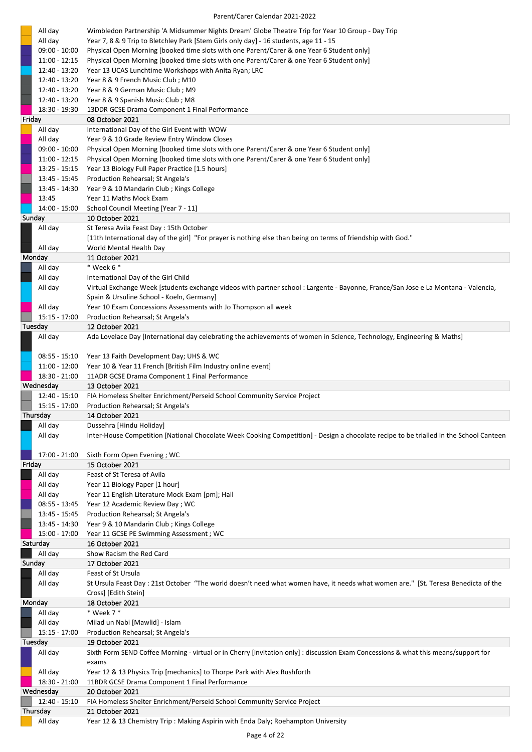## Parent/Carer Calendar 2021-2022

| Time | Event |
|---|---|
| All day | Wimbledon Partnership 'A Midsummer Nights Dream' Globe Theatre Trip for Year 10 Group - Day Trip |
| All day | Year 7, 8 & 9 Trip to Bletchley Park [Stem Girls only day] - 16 students, age 11 - 15 |
| 09:00 - 10:00 | Physical Open Morning [booked time slots with one Parent/Carer & one Year 6 Student only] |
| 11:00 - 12:15 | Physical Open Morning [booked time slots with one Parent/Carer & one Year 6 Student only] |
| 12:40 - 13:20 | Year 13 UCAS Lunchtime Workshops with Anita Ryan; LRC |
| 12:40 - 13:20 | Year 8 & 9 French Music Club ; M10 |
| 12:40 - 13:20 | Year 8 & 9 German Music Club ; M9 |
| 12:40 - 13:20 | Year 8 & 9 Spanish Music Club ; M8 |
| 18:30 - 19:30 | 13DDR GCSE Drama Component 1 Final Performance |
| **Friday** | **08 October 2021** |
| All day | International Day of the Girl Event with WOW |
| All day | Year 9 & 10 Grade Review Entry Window Closes |
| 09:00 - 10:00 | Physical Open Morning [booked time slots with one Parent/Carer & one Year 6 Student only] |
| 11:00 - 12:15 | Physical Open Morning [booked time slots with one Parent/Carer & one Year 6 Student only] |
| 13:25 - 15:15 | Year 13 Biology Full Paper Practice [1.5 hours] |
| 13:45 - 15:45 | Production Rehearsal; St Angela's |
| 13:45 - 14:30 | Year 9 & 10 Mandarin Club ; Kings College |
| 13:45 | Year 11 Maths Mock Exam |
| 14:00 - 15:00 | School Council Meeting [Year 7 - 11] |
| **Sunday** | **10 October 2021** |
| All day | St Teresa Avila Feast Day : 15th October<br>[11th International day of the girl] "For prayer is nothing else than being on terms of friendship with God." |
| All day | World Mental Health Day |
| **Monday** | **11 October 2021** |
| All day | * Week 6 * |
| All day | International Day of the Girl Child |
| All day | Virtual Exchange Week [students exchange videos with partner school : Largente - Bayonne, France/San Jose e La Montana - Valencia, Spain & Ursuline School - Koeln, Germany] |
| All day | Year 10 Exam Concessions Assessments with Jo Thompson all week |
| 15:15 - 17:00 | Production Rehearsal; St Angela's |
| **Tuesday** | **12 October 2021** |
| All day | Ada Lovelace Day [International day celebrating the achievements of women in Science, Technology, Engineering & Maths] |
| 08:55 - 15:10 | Year 13 Faith Development Day; UHS & WC |
| 11:00 - 12:00 | Year 10 & Year 11 French [British Film Industry online event] |
| 18:30 - 21:00 | 11ADR GCSE Drama Component 1 Final Performance |
| **Wednesday** | **13 October 2021** |
| 12:40 - 15:10 | FIA Homeless Shelter Enrichment/Perseid School Community Service Project |
| 15:15 - 17:00 | Production Rehearsal; St Angela's |
| **Thursday** | **14 October 2021** |
| All day | Dussehra [Hindu Holiday] |
| All day | Inter-House Competition [National Chocolate Week Cooking Competition] - Design a chocolate recipe to be trialled in the School Canteen |
| 17:00 - 21:00 | Sixth Form Open Evening ; WC |
| **Friday** | **15 October 2021** |
| All day | Feast of St Teresa of Avila |
| All day | Year 11 Biology Paper [1 hour] |
| All day | Year 11 English Literature Mock Exam [pm]; Hall |
| 08:55 - 13:45 | Year 12 Academic Review Day ; WC |
| 13:45 - 15:45 | Production Rehearsal; St Angela's |
| 13:45 - 14:30 | Year 9 & 10 Mandarin Club ; Kings College |
| 15:00 - 17:00 | Year 11 GCSE PE Swimming Assessment ; WC |
| **Saturday** | **16 October 2021** |
| All day | Show Racism the Red Card |
| **Sunday** | **17 October 2021** |
| All day | Feast of St Ursula |
| All day | St Ursula Feast Day : 21st October "The world doesn't need what women have, it needs what women are." [St. Teresa Benedicta of the Cross] [Edith Stein] |
| **Monday** | **18 October 2021** |
| All day | * Week 7 * |
| All day | Milad un Nabi [Mawlid] - Islam |
| 15:15 - 17:00 | Production Rehearsal; St Angela's |
| **Tuesday** | **19 October 2021** |
| All day | Sixth Form SEND Coffee Morning - virtual or in Cherry [invitation only] : discussion Exam Concessions & what this means/support for exams |
| All day | Year 12 & 13 Physics Trip [mechanics] to Thorpe Park with Alex Rushforth |
| 18:30 - 21:00 | 11BDR GCSE Drama Component 1 Final Performance |
| **Wednesday** | **20 October 2021** |
| 12:40 - 15:10 | FIA Homeless Shelter Enrichment/Perseid School Community Service Project |
| **Thursday** | **21 October 2021** |
| All day | Year 12 & 13 Chemistry Trip : Making Aspirin with Enda Daly; Roehampton University |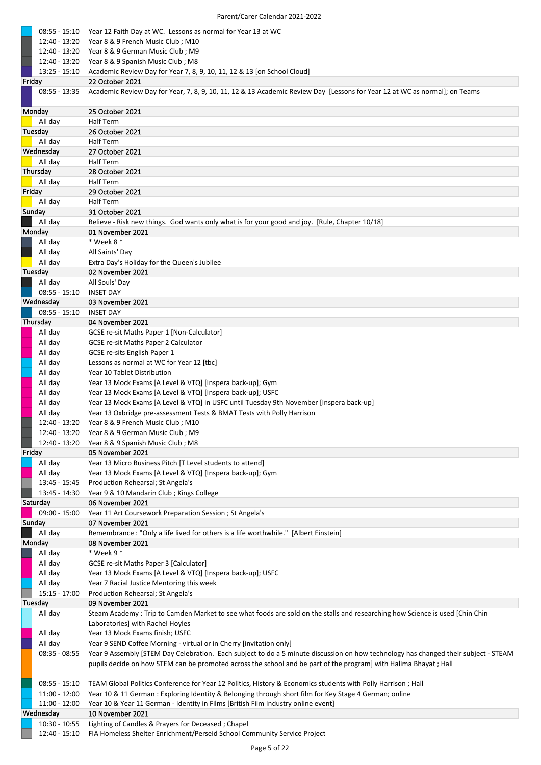Parent/Carer Calendar 2021-2022

| | |
|---|---|
| 08:55 - 15:10 | Year 12 Faith Day at WC. Lessons as normal for Year 13 at WC |
| 12:40 - 13:20 | Year 8 & 9 French Music Club ; M10 |
| 12:40 - 13:20 | Year 8 & 9 German Music Club ; M9 |
| 12:40 - 13:20 | Year 8 & 9 Spanish Music Club ; M8 |
| 13:25 - 15:10 | Academic Review Day for Year 7, 8, 9, 10, 11, 12 & 13 [on School Cloud] |
| **Friday** | **22 October 2021** |
| 08:55 - 13:35 | Academic Review Day for Year, 7, 8, 9, 10, 11, 12 & 13 Academic Review Day [Lessons for Year 12 at WC as normal]; on Teams |
| **Monday** | **25 October 2021** |
| All day | Half Term |
| **Tuesday** | **26 October 2021** |
| All day | Half Term |
| **Wednesday** | **27 October 2021** |
| All day | Half Term |
| **Thursday** | **28 October 2021** |
| All day | Half Term |
| **Friday** | **29 October 2021** |
| All day | Half Term |
| **Sunday** | **31 October 2021** |
| All day | Believe - Risk new things. God wants only what is for your good and joy. [Rule, Chapter 10/18] |
| **Monday** | **01 November 2021** |
| All day | * Week 8 * |
| All day | All Saints' Day |
| All day | Extra Day's Holiday for the Queen's Jubilee |
| **Tuesday** | **02 November 2021** |
| All day | All Souls' Day |
| 08:55 - 15:10 | INSET DAY |
| **Wednesday** | **03 November 2021** |
| 08:55 - 15:10 | INSET DAY |
| **Thursday** | **04 November 2021** |
| All day | GCSE re-sit Maths Paper 1 [Non-Calculator] |
| All day | GCSE re-sit Maths Paper 2 Calculator |
| All day | GCSE re-sits English Paper 1 |
| All day | Lessons as normal at WC for Year 12 [tbc] |
| All day | Year 10 Tablet Distribution |
| All day | Year 13 Mock Exams [A Level & VTQ] [Inspera back-up]; Gym |
| All day | Year 13 Mock Exams [A Level & VTQ] [Inspera back-up]; USFC |
| All day | Year 13 Mock Exams [A Level & VTQ] in USFC until Tuesday 9th November [Inspera back-up] |
| All day | Year 13 Oxbridge pre-assessment Tests & BMAT Tests with Polly Harrison |
| 12:40 - 13:20 | Year 8 & 9 French Music Club ; M10 |
| 12:40 - 13:20 | Year 8 & 9 German Music Club ; M9 |
| 12:40 - 13:20 | Year 8 & 9 Spanish Music Club ; M8 |
| **Friday** | **05 November 2021** |
| All day | Year 13 Micro Business Pitch [T Level students to attend] |
| All day | Year 13 Mock Exams [A Level & VTQ] [Inspera back-up]; Gym |
| 13:45 - 15:45 | Production Rehearsal; St Angela's |
| 13:45 - 14:30 | Year 9 & 10 Mandarin Club ; Kings College |
| **Saturday** | **06 November 2021** |
| 09:00 - 15:00 | Year 11 Art Coursework Preparation Session ; St Angela's |
| **Sunday** | **07 November 2021** |
| All day | Remembrance : "Only a life lived for others is a life worthwhile." [Albert Einstein] |
| **Monday** | **08 November 2021** |
| All day | * Week 9 * |
| All day | GCSE re-sit Maths Paper 3 [Calculator] |
| All day | Year 13 Mock Exams [A Level & VTQ] [Inspera back-up]; USFC |
| All day | Year 7 Racial Justice Mentoring this week |
| 15:15 - 17:00 | Production Rehearsal; St Angela's |
| **Tuesday** | **09 November 2021** |
| All day | Steam Academy : Trip to Camden Market to see what foods are sold on the stalls and researching how Science is used [Chin Chin Laboratories] with Rachel Hoyles |
| All day | Year 13 Mock Exams finish; USFC |
| All day | Year 9 SEND Coffee Morning - virtual or in Cherry [invitation only] |
| 08:35 - 08:55 | Year 9 Assembly [STEM Day Celebration. Each subject to do a 5 minute discussion on how technology has changed their subject - STEAM pupils decide on how STEM can be promoted across the school and be part of the program] with Halima Bhayat ; Hall |
| 08:55 - 15:10 | TEAM Global Politics Conference for Year 12 Politics, History & Economics students with Polly Harrison ; Hall |
| 11:00 - 12:00 | Year 10 & 11 German : Exploring Identity & Belonging through short film for Key Stage 4 German; online |
| 11:00 - 12:00 | Year 10 & Year 11 German - Identity in Films [British Film Industry online event] |
| **Wednesday** | **10 November 2021** |
| 10:30 - 10:55 | Lighting of Candles & Prayers for Deceased ; Chapel |
| 12:40 - 15:10 | FIA Homeless Shelter Enrichment/Perseid School Community Service Project |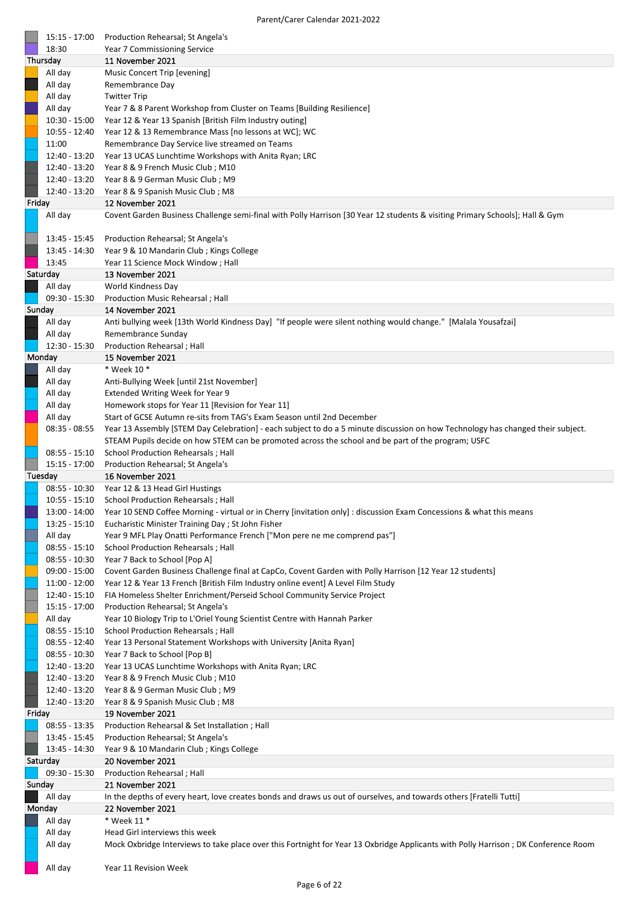| | |
|---|---|
| 15:15 - 17:00 | Production Rehearsal; St Angela's |
| 18:30 | Year 7 Commissioning Service |
| **Thursday** | **11 November 2021** |
| All day | Music Concert Trip [evening] |
| All day | Remembrance Day |
| All day | Twitter Trip |
| All day | Year 7 & 8 Parent Workshop from Cluster on Teams [Building Resilience] |
| 10:30 - 15:00 | Year 12 & Year 13 Spanish [British Film Industry outing] |
| 10:55 - 12:40 | Year 12 & 13 Remembrance Mass [no lessons at WC]; WC |
| 11:00 | Remembrance Day Service live streamed on Teams |
| 12:40 - 13:20 | Year 13 UCAS Lunchtime Workshops with Anita Ryan; LRC |
| 12:40 - 13:20 | Year 8 & 9 French Music Club ; M10 |
| 12:40 - 13:20 | Year 8 & 9 German Music Club ; M9 |
| 12:40 - 13:20 | Year 8 & 9 Spanish Music Club ; M8 |
| **Friday** | **12 November 2021** |
| All day | Covent Garden Business Challenge semi-final with Polly Harrison [30 Year 12 students & visiting Primary Schools]; Hall & Gym |
| 13:45 - 15:45 | Production Rehearsal; St Angela's |
| 13:45 - 14:30 | Year 9 & 10 Mandarin Club ; Kings College |
| 13:45 | Year 11 Science Mock Window ; Hall |
| **Saturday** | **13 November 2021** |
| All day | World Kindness Day |
| 09:30 - 15:30 | Production Music Rehearsal ; Hall |
| **Sunday** | **14 November 2021** |
| All day | Anti bullying week [13th World Kindness Day] "If people were silent nothing would change." [Malala Yousafzai] |
| All day | Remembrance Sunday |
| 12:30 - 15:30 | Production Rehearsal ; Hall |
| **Monday** | **15 November 2021** |
| All day | * Week 10 * |
| All day | Anti-Bullying Week [until 21st November] |
| All day | Extended Writing Week for Year 9 |
| All day | Homework stops for Year 11 [Revision for Year 11] |
| All day | Start of GCSE Autumn re-sits from TAG's Exam Season until 2nd December |
| 08:35 - 08:55 | Year 13 Assembly [STEM Day Celebration] - each subject to do a 5 minute discussion on how Technology has changed their subject. STEAM Pupils decide on how STEM can be promoted across the school and be part of the program; USFC |
| 08:55 - 15:10 | School Production Rehearsals ; Hall |
| 15:15 - 17:00 | Production Rehearsal; St Angela's |
| **Tuesday** | **16 November 2021** |
| 08:55 - 10:30 | Year 12 & 13 Head Girl Hustings |
| 10:55 - 15:10 | School Production Rehearsals ; Hall |
| 13:00 - 14:00 | Year 10 SEND Coffee Morning - virtual or in Cherry [invitation only] : discussion Exam Concessions & what this means |
| 13:25 - 15:10 | Eucharistic Minister Training Day ; St John Fisher |
| All day | Year 9 MFL Play Onatti Performance French ["Mon pere ne me comprend pas"] |
| 08:55 - 15:10 | School Production Rehearsals ; Hall |
| 08:55 - 10:30 | Year 7 Back to School [Pop A] |
| 09:00 - 15:00 | Covent Garden Business Challenge final at CapCo, Covent Garden with Polly Harrison [12 Year 12 students] |
| 11:00 - 12:00 | Year 12 & Year 13 French [British Film Industry online event] A Level Film Study |
| 12:40 - 15:10 | FIA Homeless Shelter Enrichment/Perseid School Community Service Project |
| 15:15 - 17:00 | Production Rehearsal; St Angela's |
| All day | Year 10 Biology Trip to L'Oriel Young Scientist Centre with Hannah Parker |
| 08:55 - 15:10 | School Production Rehearsals ; Hall |
| 08:55 - 12:40 | Year 13 Personal Statement Workshops with University [Anita Ryan] |
| 08:55 - 10:30 | Year 7 Back to School [Pop B] |
| 12:40 - 13:20 | Year 13 UCAS Lunchtime Workshops with Anita Ryan; LRC |
| 12:40 - 13:20 | Year 8 & 9 French Music Club ; M10 |
| 12:40 - 13:20 | Year 8 & 9 German Music Club ; M9 |
| 12:40 - 13:20 | Year 8 & 9 Spanish Music Club ; M8 |
| **Friday** | **19 November 2021** |
| 08:55 - 13:35 | Production Rehearsal & Set Installation ; Hall |
| 13:45 - 15:45 | Production Rehearsal; St Angela's |
| 13:45 - 14:30 | Year 9 & 10 Mandarin Club ; Kings College |
| **Saturday** | **20 November 2021** |
| 09:30 - 15:30 | Production Rehearsal ; Hall |
| **Sunday** | **21 November 2021** |
| All day | In the depths of every heart, love creates bonds and draws us out of ourselves, and towards others [Fratelli Tutti] |
| **Monday** | **22 November 2021** |
| All day | * Week 11 * |
| All day | Head Girl interviews this week |
| All day | Mock Oxbridge Interviews to take place over this Fortnight for Year 13 Oxbridge Applicants with Polly Harrison ; DK Conference Room |
| All day | Year 11 Revision Week |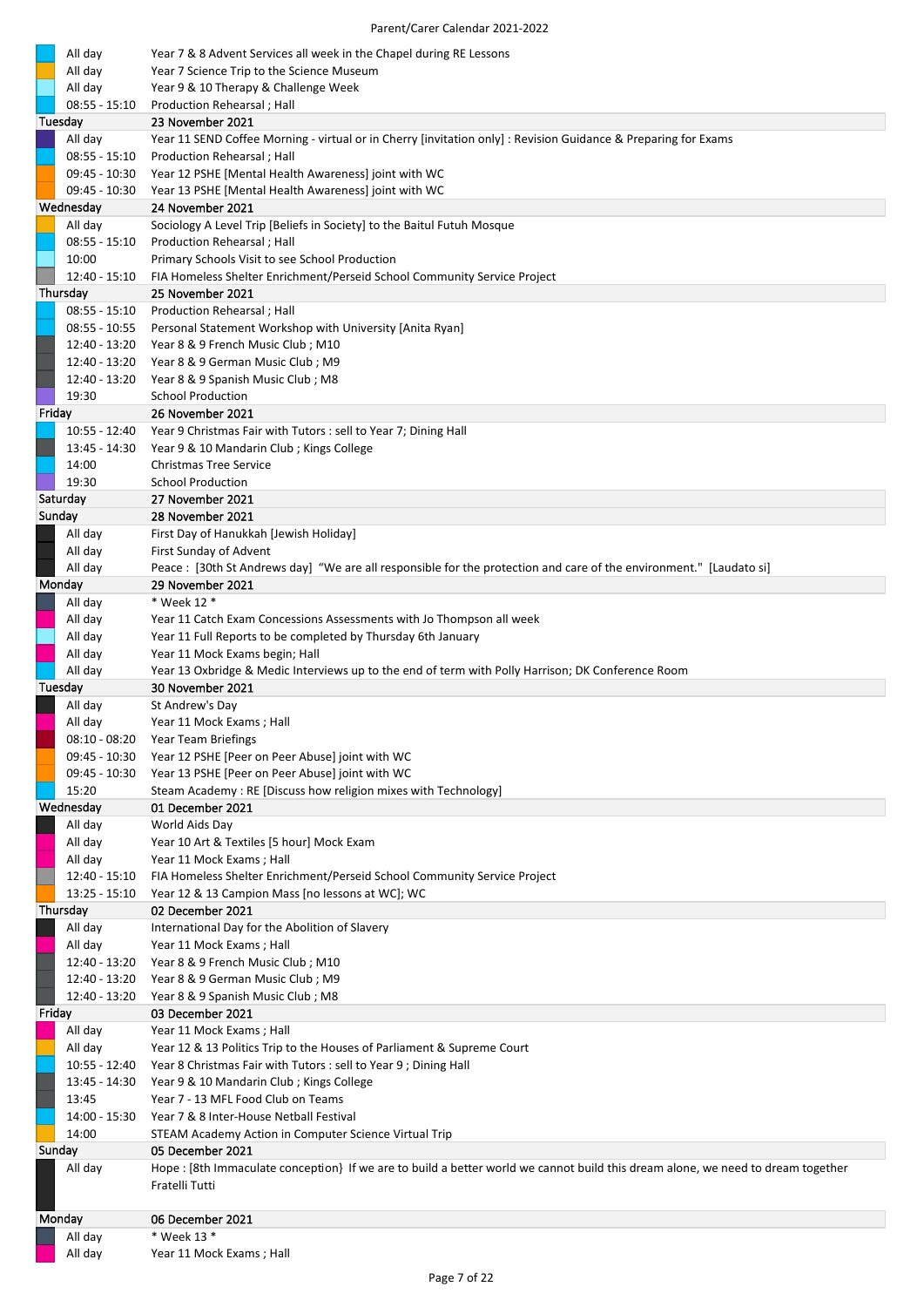Parent/Carer Calendar 2021-2022

| | |
|---|---|
| All day | Year 7 & 8 Advent Services all week in the Chapel during RE Lessons |
| All day | Year 7 Science Trip to the Science Museum |
| All day | Year 9 & 10 Therapy & Challenge Week |
| 08:55 - 15:10 | Production Rehearsal ; Hall |
| **Tuesday** | **23 November 2021** |
| All day | Year 11 SEND Coffee Morning - virtual or in Cherry [invitation only] : Revision Guidance & Preparing for Exams |
| 08:55 - 15:10 | Production Rehearsal ; Hall |
| 09:45 - 10:30 | Year 12 PSHE [Mental Health Awareness] joint with WC |
| 09:45 - 10:30 | Year 13 PSHE [Mental Health Awareness] joint with WC |
| **Wednesday** | **24 November 2021** |
| All day | Sociology A Level Trip [Beliefs in Society] to the Baitul Futuh Mosque |
| 08:55 - 15:10 | Production Rehearsal ; Hall |
| 10:00 | Primary Schools Visit to see School Production |
| 12:40 - 15:10 | FIA Homeless Shelter Enrichment/Perseid School Community Service Project |
| **Thursday** | **25 November 2021** |
| 08:55 - 15:10 | Production Rehearsal ; Hall |
| 08:55 - 10:55 | Personal Statement Workshop with University [Anita Ryan] |
| 12:40 - 13:20 | Year 8 & 9 French Music Club ; M10 |
| 12:40 - 13:20 | Year 8 & 9 German Music Club ; M9 |
| 12:40 - 13:20 | Year 8 & 9 Spanish Music Club ; M8 |
| 19:30 | School Production |
| **Friday** | **26 November 2021** |
| 10:55 - 12:40 | Year 9 Christmas Fair with Tutors : sell to Year 7; Dining Hall |
| 13:45 - 14:30 | Year 9 & 10 Mandarin Club ; Kings College |
| 14:00 | Christmas Tree Service |
| 19:30 | School Production |
| **Saturday** | **27 November 2021** |
| **Sunday** | **28 November 2021** |
| All day | First Day of Hanukkah [Jewish Holiday] |
| All day | First Sunday of Advent |
| All day | Peace : [30th St Andrews day] "We are all responsible for the protection and care of the environment." [Laudato si] |
| **Monday** | **29 November 2021** |
| All day | * Week 12 * |
| All day | Year 11 Catch Exam Concessions Assessments with Jo Thompson all week |
| All day | Year 11 Full Reports to be completed by Thursday 6th January |
| All day | Year 11 Mock Exams begin; Hall |
| All day | Year 13 Oxbridge & Medic Interviews up to the end of term with Polly Harrison; DK Conference Room |
| **Tuesday** | **30 November 2021** |
| All day | St Andrew's Day |
| All day | Year 11 Mock Exams ; Hall |
| 08:10 - 08:20 | Year Team Briefings |
| 09:45 - 10:30 | Year 12 PSHE [Peer on Peer Abuse] joint with WC |
| 09:45 - 10:30 | Year 13 PSHE [Peer on Peer Abuse] joint with WC |
| 15:20 | Steam Academy : RE [Discuss how religion mixes with Technology] |
| **Wednesday** | **01 December 2021** |
| All day | World Aids Day |
| All day | Year 10 Art & Textiles [5 hour] Mock Exam |
| All day | Year 11 Mock Exams ; Hall |
| 12:40 - 15:10 | FIA Homeless Shelter Enrichment/Perseid School Community Service Project |
| 13:25 - 15:10 | Year 12 & 13 Campion Mass [no lessons at WC]; WC |
| **Thursday** | **02 December 2021** |
| All day | International Day for the Abolition of Slavery |
| All day | Year 11 Mock Exams ; Hall |
| 12:40 - 13:20 | Year 8 & 9 French Music Club ; M10 |
| 12:40 - 13:20 | Year 8 & 9 German Music Club ; M9 |
| 12:40 - 13:20 | Year 8 & 9 Spanish Music Club ; M8 |
| **Friday** | **03 December 2021** |
| All day | Year 11 Mock Exams ; Hall |
| All day | Year 12 & 13 Politics Trip to the Houses of Parliament & Supreme Court |
| 10:55 - 12:40 | Year 8 Christmas Fair with Tutors : sell to Year 9 ; Dining Hall |
| 13:45 - 14:30 | Year 9 & 10 Mandarin Club ; Kings College |
| 13:45 | Year 7 - 13 MFL Food Club on Teams |
| 14:00 - 15:30 | Year 7 & 8 Inter-House Netball Festival |
| 14:00 | STEAM Academy Action in Computer Science Virtual Trip |
| **Sunday** | **05 December 2021** |
| All day | Hope : [8th Immaculate conception} If we are to build a better world we cannot build this dream alone, we need to dream together Fratelli Tutti |
| **Monday** | **06 December 2021** |
| All day | * Week 13 * |
| All day | Year 11 Mock Exams ; Hall |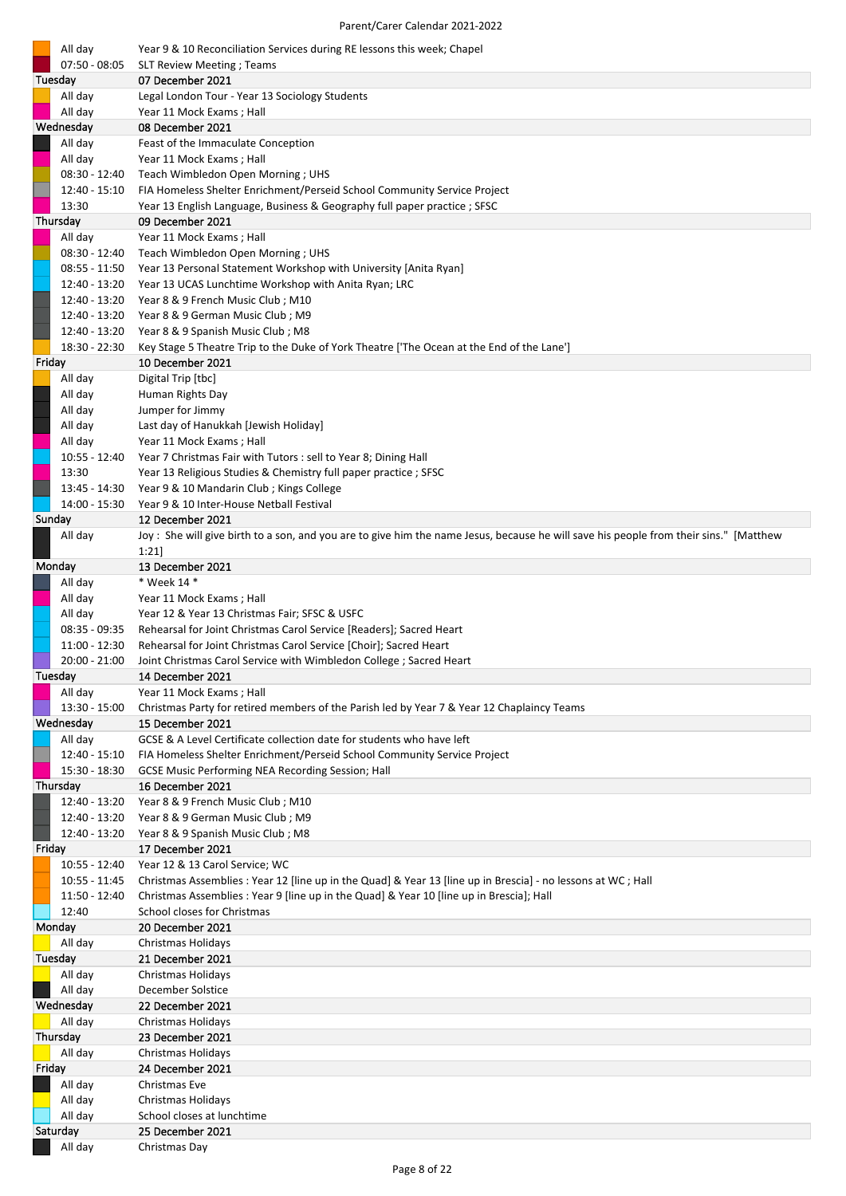| | |
|---|---|
| All day | Year 9 & 10 Reconciliation Services during RE lessons this week; Chapel |
| 07:50 - 08:05 | SLT Review Meeting ; Teams |
| **Tuesday** | **07 December 2021** |
| All day | Legal London Tour - Year 13 Sociology Students |
| All day | Year 11 Mock Exams ; Hall |
| **Wednesday** | **08 December 2021** |
| All day | Feast of the Immaculate Conception |
| All day | Year 11 Mock Exams ; Hall |
| 08:30 - 12:40 | Teach Wimbledon Open Morning ; UHS |
| 12:40 - 15:10 | FIA Homeless Shelter Enrichment/Perseid School Community Service Project |
| 13:30 | Year 13 English Language, Business & Geography full paper practice ; SFSC |
| **Thursday** | **09 December 2021** |
| All day | Year 11 Mock Exams ; Hall |
| 08:30 - 12:40 | Teach Wimbledon Open Morning ; UHS |
| 08:55 - 11:50 | Year 13 Personal Statement Workshop with University [Anita Ryan] |
| 12:40 - 13:20 | Year 13 UCAS Lunchtime Workshop with Anita Ryan; LRC |
| 12:40 - 13:20 | Year 8 & 9 French Music Club ; M10 |
| 12:40 - 13:20 | Year 8 & 9 German Music Club ; M9 |
| 12:40 - 13:20 | Year 8 & 9 Spanish Music Club ; M8 |
| 18:30 - 22:30 | Key Stage 5 Theatre Trip to the Duke of York Theatre ['The Ocean at the End of the Lane'] |
| **Friday** | **10 December 2021** |
| All day | Digital Trip [tbc] |
| All day | Human Rights Day |
| All day | Jumper for Jimmy |
| All day | Last day of Hanukkah [Jewish Holiday] |
| All day | Year 11 Mock Exams ; Hall |
| 10:55 - 12:40 | Year 7 Christmas Fair with Tutors : sell to Year 8; Dining Hall |
| 13:30 | Year 13 Religious Studies & Chemistry full paper practice ; SFSC |
| 13:45 - 14:30 | Year 9 & 10 Mandarin Club ; Kings College |
| 14:00 - 15:30 | Year 9 & 10 Inter-House Netball Festival |
| **Sunday** | **12 December 2021** |
| All day | Joy : She will give birth to a son, and you are to give him the name Jesus, because he will save his people from their sins." [Matthew 1:21] |
| **Monday** | **13 December 2021** |
| All day | * Week 14 * |
| All day | Year 11 Mock Exams ; Hall |
| All day | Year 12 & Year 13 Christmas Fair; SFSC & USFC |
| 08:35 - 09:35 | Rehearsal for Joint Christmas Carol Service [Readers]; Sacred Heart |
| 11:00 - 12:30 | Rehearsal for Joint Christmas Carol Service [Choir]; Sacred Heart |
| 20:00 - 21:00 | Joint Christmas Carol Service with Wimbledon College ; Sacred Heart |
| **Tuesday** | **14 December 2021** |
| All day | Year 11 Mock Exams ; Hall |
| 13:30 - 15:00 | Christmas Party for retired members of the Parish led by Year 7 & Year 12 Chaplaincy Teams |
| **Wednesday** | **15 December 2021** |
| All day | GCSE & A Level Certificate collection date for students who have left |
| 12:40 - 15:10 | FIA Homeless Shelter Enrichment/Perseid School Community Service Project |
| 15:30 - 18:30 | GCSE Music Performing NEA Recording Session; Hall |
| **Thursday** | **16 December 2021** |
| 12:40 - 13:20 | Year 8 & 9 French Music Club ; M10 |
| 12:40 - 13:20 | Year 8 & 9 German Music Club ; M9 |
| 12:40 - 13:20 | Year 8 & 9 Spanish Music Club ; M8 |
| **Friday** | **17 December 2021** |
| 10:55 - 12:40 | Year 12 & 13 Carol Service; WC |
| 10:55 - 11:45 | Christmas Assemblies : Year 12 [line up in the Quad] & Year 13 [line up in Brescia] - no lessons at WC ; Hall |
| 11:50 - 12:40 | Christmas Assemblies : Year 9 [line up in the Quad] & Year 10 [line up in Brescia]; Hall |
| 12:40 | School closes for Christmas |
| **Monday** | **20 December 2021** |
| All day | Christmas Holidays |
| **Tuesday** | **21 December 2021** |
| All day | Christmas Holidays |
| All day | December Solstice |
| **Wednesday** | **22 December 2021** |
| All day | Christmas Holidays |
| **Thursday** | **23 December 2021** |
| All day | Christmas Holidays |
| **Friday** | **24 December 2021** |
| All day | Christmas Eve |
| All day | Christmas Holidays |
| All day | School closes at lunchtime |
| **Saturday** | **25 December 2021** |
| All day | Christmas Day |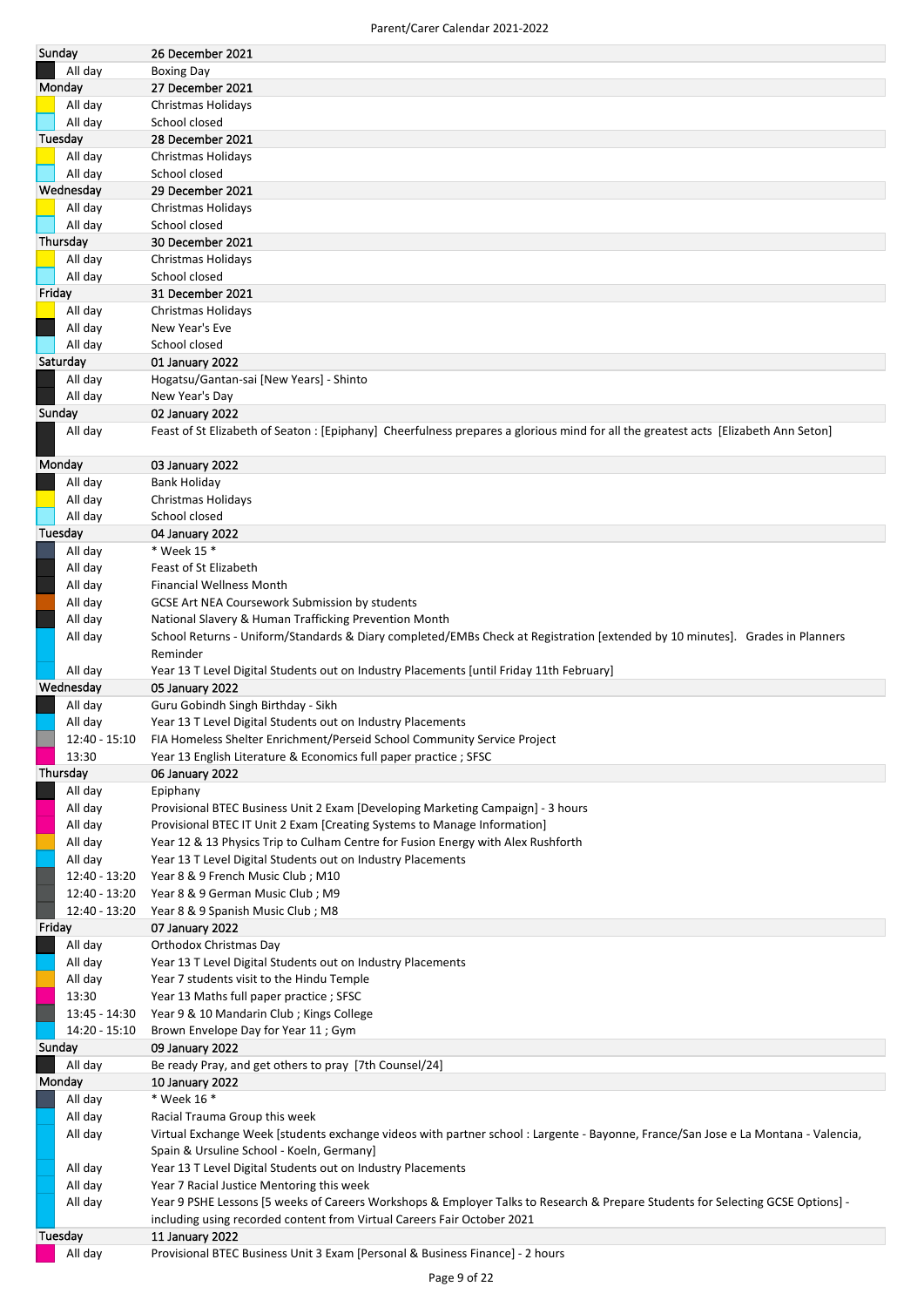Parent/Carer Calendar 2021-2022

| Sunday | 26 December 2021 |
|---|---|
| All day | Boxing Day |
| **Monday** | **27 December 2021** |
| All day | Christmas Holidays |
| All day | School closed |
| **Tuesday** | **28 December 2021** |
| All day | Christmas Holidays |
| All day | School closed |
| **Wednesday** | **29 December 2021** |
| All day | Christmas Holidays |
| All day | School closed |
| **Thursday** | **30 December 2021** |
| All day | Christmas Holidays |
| All day | School closed |
| **Friday** | **31 December 2021** |
| All day | Christmas Holidays |
| All day | New Year's Eve |
| All day | School closed |
| **Saturday** | **01 January 2022** |
| All day | Hogatsu/Gantan-sai [New Years] - Shinto |
| All day | New Year's Day |
| **Sunday** | **02 January 2022** |
| All day | Feast of St Elizabeth of Seaton : [Epiphany] Cheerfulness prepares a glorious mind for all the greatest acts [Elizabeth Ann Seton] |
| **Monday** | **03 January 2022** |
| All day | Bank Holiday |
| All day | Christmas Holidays |
| All day | School closed |
| **Tuesday** | **04 January 2022** |
| All day | * Week 15 * |
| All day | Feast of St Elizabeth |
| All day | Financial Wellness Month |
| All day | GCSE Art NEA Coursework Submission by students |
| All day | National Slavery & Human Trafficking Prevention Month |
| All day | School Returns - Uniform/Standards & Diary completed/EMBs Check at Registration [extended by 10 minutes]. Grades in Planners Reminder |
| All day | Year 13 T Level Digital Students out on Industry Placements [until Friday 11th February] |
| **Wednesday** | **05 January 2022** |
| All day | Guru Gobindh Singh Birthday - Sikh |
| All day | Year 13 T Level Digital Students out on Industry Placements |
| 12:40 - 15:10 | FIA Homeless Shelter Enrichment/Perseid School Community Service Project |
| 13:30 | Year 13 English Literature & Economics full paper practice ; SFSC |
| **Thursday** | **06 January 2022** |
| All day | Epiphany |
| All day | Provisional BTEC Business Unit 2 Exam [Developing Marketing Campaign] - 3 hours |
| All day | Provisional BTEC IT Unit 2 Exam [Creating Systems to Manage Information] |
| All day | Year 12 & 13 Physics Trip to Culham Centre for Fusion Energy with Alex Rushforth |
| All day | Year 13 T Level Digital Students out on Industry Placements |
| 12:40 - 13:20 | Year 8 & 9 French Music Club ; M10 |
| 12:40 - 13:20 | Year 8 & 9 German Music Club ; M9 |
| 12:40 - 13:20 | Year 8 & 9 Spanish Music Club ; M8 |
| **Friday** | **07 January 2022** |
| All day | Orthodox Christmas Day |
| All day | Year 13 T Level Digital Students out on Industry Placements |
| All day | Year 7 students visit to the Hindu Temple |
| 13:30 | Year 13 Maths full paper practice ; SFSC |
| 13:45 - 14:30 | Year 9 & 10 Mandarin Club ; Kings College |
| 14:20 - 15:10 | Brown Envelope Day for Year 11 ; Gym |
| **Sunday** | **09 January 2022** |
| All day | Be ready Pray, and get others to pray [7th Counsel/24] |
| **Monday** | **10 January 2022** |
| All day | * Week 16 * |
| All day | Racial Trauma Group this week |
| All day | Virtual Exchange Week [students exchange videos with partner school : Largente - Bayonne, France/San Jose e La Montana - Valencia, Spain & Ursuline School - Koeln, Germany] |
| All day | Year 13 T Level Digital Students out on Industry Placements |
| All day | Year 7 Racial Justice Mentoring this week |
| All day | Year 9 PSHE Lessons [5 weeks of Careers Workshops & Employer Talks to Research & Prepare Students for Selecting GCSE Options] - including using recorded content from Virtual Careers Fair October 2021 |
| **Tuesday** | **11 January 2022** |
| All day | Provisional BTEC Business Unit 3 Exam [Personal & Business Finance] - 2 hours |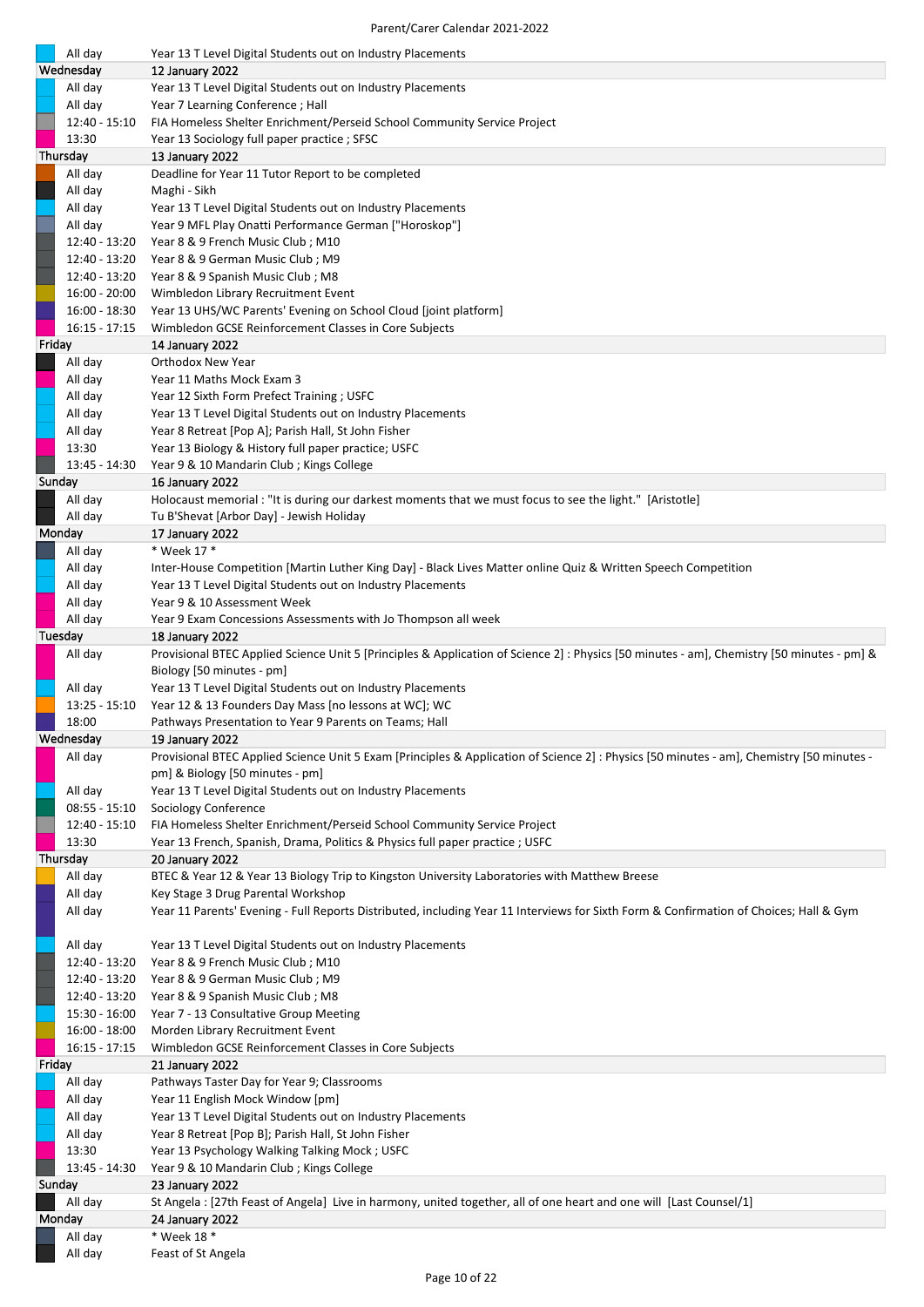| | |
|---|---|
| All day | Year 13 T Level Digital Students out on Industry Placements |
| **Wednesday** | **12 January 2022** |
| All day | Year 13 T Level Digital Students out on Industry Placements |
| All day | Year 7 Learning Conference ; Hall |
| 12:40 - 15:10 | FIA Homeless Shelter Enrichment/Perseid School Community Service Project |
| 13:30 | Year 13 Sociology full paper practice ; SFSC |
| **Thursday** | **13 January 2022** |
| All day | Deadline for Year 11 Tutor Report to be completed |
| All day | Maghi - Sikh |
| All day | Year 13 T Level Digital Students out on Industry Placements |
| All day | Year 9 MFL Play Onatti Performance German ["Horoskop"] |
| 12:40 - 13:20 | Year 8 & 9 French Music Club ; M10 |
| 12:40 - 13:20 | Year 8 & 9 German Music Club ; M9 |
| 12:40 - 13:20 | Year 8 & 9 Spanish Music Club ; M8 |
| 16:00 - 20:00 | Wimbledon Library Recruitment Event |
| 16:00 - 18:30 | Year 13 UHS/WC Parents' Evening on School Cloud [joint platform] |
| 16:15 - 17:15 | Wimbledon GCSE Reinforcement Classes in Core Subjects |
| **Friday** | **14 January 2022** |
| All day | Orthodox New Year |
| All day | Year 11 Maths Mock Exam 3 |
| All day | Year 12 Sixth Form Prefect Training ; USFC |
| All day | Year 13 T Level Digital Students out on Industry Placements |
| All day | Year 8 Retreat [Pop A]; Parish Hall, St John Fisher |
| 13:30 | Year 13 Biology & History full paper practice; USFC |
| 13:45 - 14:30 | Year 9 & 10 Mandarin Club ; Kings College |
| **Sunday** | **16 January 2022** |
| All day | Holocaust memorial : "It is during our darkest moments that we must focus to see the light." [Aristotle] |
| All day | Tu B'Shevat [Arbor Day] - Jewish Holiday |
| **Monday** | **17 January 2022** |
| All day | * Week 17 * |
| All day | Inter-House Competition [Martin Luther King Day] - Black Lives Matter online Quiz & Written Speech Competition |
| All day | Year 13 T Level Digital Students out on Industry Placements |
| All day | Year 9 & 10 Assessment Week |
| All day | Year 9 Exam Concessions Assessments with Jo Thompson all week |
| **Tuesday** | **18 January 2022** |
| All day | Provisional BTEC Applied Science Unit 5 [Principles & Application of Science 2] : Physics [50 minutes - am], Chemistry [50 minutes - pm] & Biology [50 minutes - pm] |
| All day | Year 13 T Level Digital Students out on Industry Placements |
| 13:25 - 15:10 | Year 12 & 13 Founders Day Mass [no lessons at WC]; WC |
| 18:00 | Pathways Presentation to Year 9 Parents on Teams; Hall |
| **Wednesday** | **19 January 2022** |
| All day | Provisional BTEC Applied Science Unit 5 Exam [Principles & Application of Science 2] : Physics [50 minutes - am], Chemistry [50 minutes - pm] & Biology [50 minutes - pm] |
| All day | Year 13 T Level Digital Students out on Industry Placements |
| 08:55 - 15:10 | Sociology Conference |
| 12:40 - 15:10 | FIA Homeless Shelter Enrichment/Perseid School Community Service Project |
| 13:30 | Year 13 French, Spanish, Drama, Politics & Physics full paper practice ; USFC |
| **Thursday** | **20 January 2022** |
| All day | BTEC & Year 12 & Year 13 Biology Trip to Kingston University Laboratories with Matthew Breese |
| All day | Key Stage 3 Drug Parental Workshop |
| All day | Year 11 Parents' Evening - Full Reports Distributed, including Year 11 Interviews for Sixth Form & Confirmation of Choices; Hall & Gym |
| All day | Year 13 T Level Digital Students out on Industry Placements |
| 12:40 - 13:20 | Year 8 & 9 French Music Club ; M10 |
| 12:40 - 13:20 | Year 8 & 9 German Music Club ; M9 |
| 12:40 - 13:20 | Year 8 & 9 Spanish Music Club ; M8 |
| 15:30 - 16:00 | Year 7 - 13 Consultative Group Meeting |
| 16:00 - 18:00 | Morden Library Recruitment Event |
| 16:15 - 17:15 | Wimbledon GCSE Reinforcement Classes in Core Subjects |
| **Friday** | **21 January 2022** |
| All day | Pathways Taster Day for Year 9; Classrooms |
| All day | Year 11 English Mock Window [pm] |
| All day | Year 13 T Level Digital Students out on Industry Placements |
| All day | Year 8 Retreat [Pop B]; Parish Hall, St John Fisher |
| 13:30 | Year 13 Psychology Walking Talking Mock ; USFC |
| 13:45 - 14:30 | Year 9 & 10 Mandarin Club ; Kings College |
| **Sunday** | **23 January 2022** |
| All day | St Angela : [27th Feast of Angela] Live in harmony, united together, all of one heart and one will [Last Counsel/1] |
| **Monday** | **24 January 2022** |
| All day | * Week 18 * |
| All day | Feast of St Angela |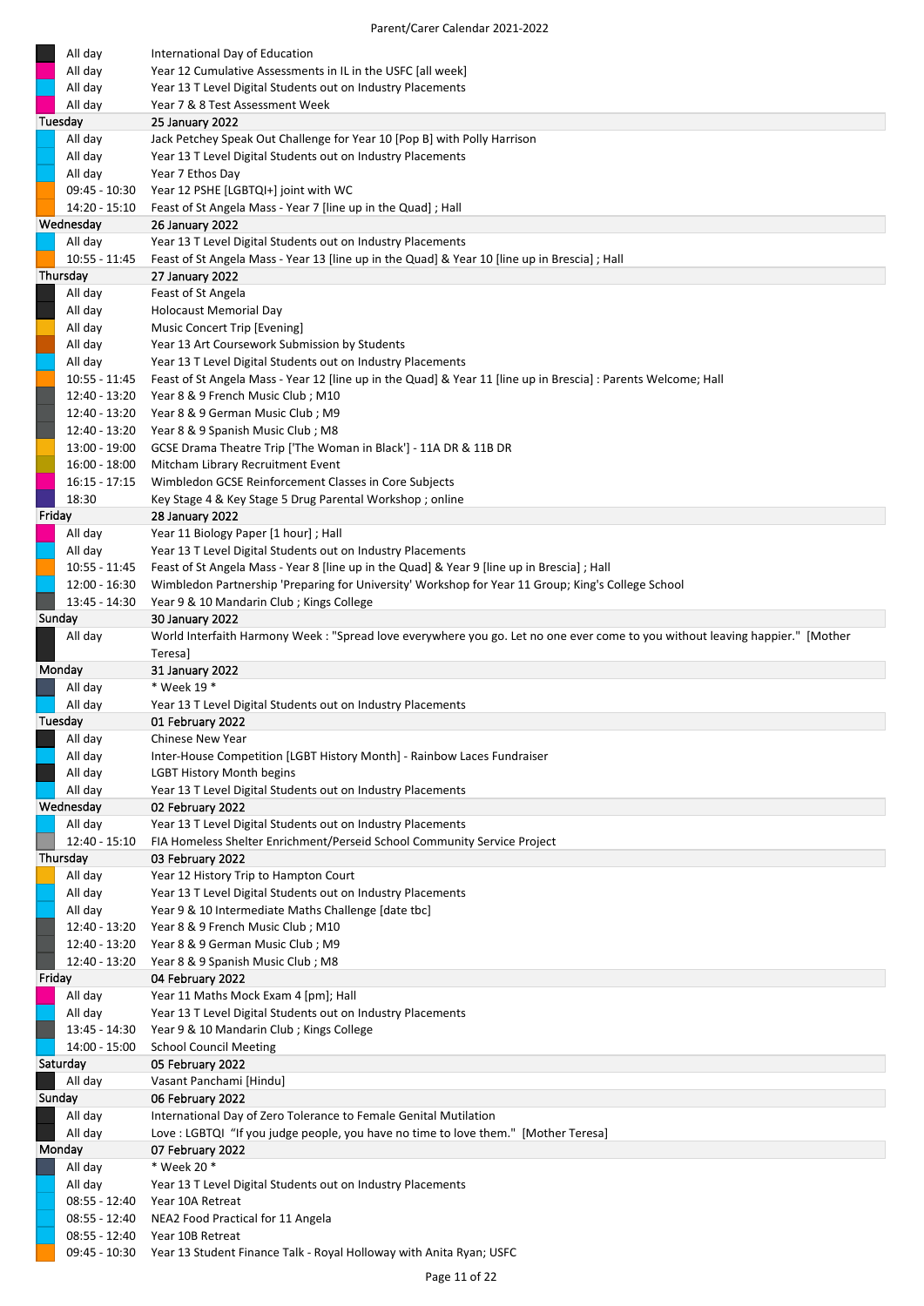Parent/Carer Calendar 2021-2022

| Time | Event |
|---|---|
| All day | International Day of Education |
| All day | Year 12 Cumulative Assessments in IL in the USFC [all week] |
| All day | Year 13 T Level Digital Students out on Industry Placements |
| All day | Year 7 & 8 Test Assessment Week |
| **Tuesday** | **25 January 2022** |
| All day | Jack Petchey Speak Out Challenge for Year 10 [Pop B] with Polly Harrison |
| All day | Year 13 T Level Digital Students out on Industry Placements |
| All day | Year 7 Ethos Day |
| 09:45 - 10:30 | Year 12 PSHE [LGBTQI+] joint with WC |
| 14:20 - 15:10 | Feast of St Angela Mass - Year 7 [line up in the Quad] ; Hall |
| **Wednesday** | **26 January 2022** |
| All day | Year 13 T Level Digital Students out on Industry Placements |
| 10:55 - 11:45 | Feast of St Angela Mass - Year 13 [line up in the Quad] & Year 10 [line up in Brescia] ; Hall |
| **Thursday** | **27 January 2022** |
| All day | Feast of St Angela |
| All day | Holocaust Memorial Day |
| All day | Music Concert Trip [Evening] |
| All day | Year 13 Art Coursework Submission by Students |
| All day | Year 13 T Level Digital Students out on Industry Placements |
| 10:55 - 11:45 | Feast of St Angela Mass - Year 12 [line up in the Quad] & Year 11 [line up in Brescia] : Parents Welcome; Hall |
| 12:40 - 13:20 | Year 8 & 9 French Music Club ; M10 |
| 12:40 - 13:20 | Year 8 & 9 German Music Club ; M9 |
| 12:40 - 13:20 | Year 8 & 9 Spanish Music Club ; M8 |
| 13:00 - 19:00 | GCSE Drama Theatre Trip ['The Woman in Black'] - 11A DR & 11B DR |
| 16:00 - 18:00 | Mitcham Library Recruitment Event |
| 16:15 - 17:15 | Wimbledon GCSE Reinforcement Classes in Core Subjects |
| 18:30 | Key Stage 4 & Key Stage 5 Drug Parental Workshop ; online |
| **Friday** | **28 January 2022** |
| All day | Year 11 Biology Paper [1 hour] ; Hall |
| All day | Year 13 T Level Digital Students out on Industry Placements |
| 10:55 - 11:45 | Feast of St Angela Mass - Year 8 [line up in the Quad] & Year 9 [line up in Brescia] ; Hall |
| 12:00 - 16:30 | Wimbledon Partnership 'Preparing for University' Workshop for Year 11 Group; King's College School |
| 13:45 - 14:30 | Year 9 & 10 Mandarin Club ; Kings College |
| **Sunday** | **30 January 2022** |
| All day | World Interfaith Harmony Week : "Spread love everywhere you go. Let no one ever come to you without leaving happier." [Mother Teresa] |
| **Monday** | **31 January 2022** |
| All day | * Week 19 * |
| All day | Year 13 T Level Digital Students out on Industry Placements |
| **Tuesday** | **01 February 2022** |
| All day | Chinese New Year |
| All day | Inter-House Competition [LGBT History Month] - Rainbow Laces Fundraiser |
| All day | LGBT History Month begins |
| All day | Year 13 T Level Digital Students out on Industry Placements |
| **Wednesday** | **02 February 2022** |
| All day | Year 13 T Level Digital Students out on Industry Placements |
| 12:40 - 15:10 | FIA Homeless Shelter Enrichment/Perseid School Community Service Project |
| **Thursday** | **03 February 2022** |
| All day | Year 12 History Trip to Hampton Court |
| All day | Year 13 T Level Digital Students out on Industry Placements |
| All day | Year 9 & 10 Intermediate Maths Challenge [date tbc] |
| 12:40 - 13:20 | Year 8 & 9 French Music Club ; M10 |
| 12:40 - 13:20 | Year 8 & 9 German Music Club ; M9 |
| 12:40 - 13:20 | Year 8 & 9 Spanish Music Club ; M8 |
| **Friday** | **04 February 2022** |
| All day | Year 11 Maths Mock Exam 4 [pm]; Hall |
| All day | Year 13 T Level Digital Students out on Industry Placements |
| 13:45 - 14:30 | Year 9 & 10 Mandarin Club ; Kings College |
| 14:00 - 15:00 | School Council Meeting |
| **Saturday** | **05 February 2022** |
| All day | Vasant Panchami [Hindu] |
| **Sunday** | **06 February 2022** |
| All day | International Day of Zero Tolerance to Female Genital Mutilation |
| All day | Love : LGBTQI "If you judge people, you have no time to love them." [Mother Teresa] |
| **Monday** | **07 February 2022** |
| All day | * Week 20 * |
| All day | Year 13 T Level Digital Students out on Industry Placements |
| 08:55 - 12:40 | Year 10A Retreat |
| 08:55 - 12:40 | NEA2 Food Practical for 11 Angela |
| 08:55 - 12:40 | Year 10B Retreat |
| 09:45 - 10:30 | Year 13 Student Finance Talk - Royal Holloway with Anita Ryan; USFC |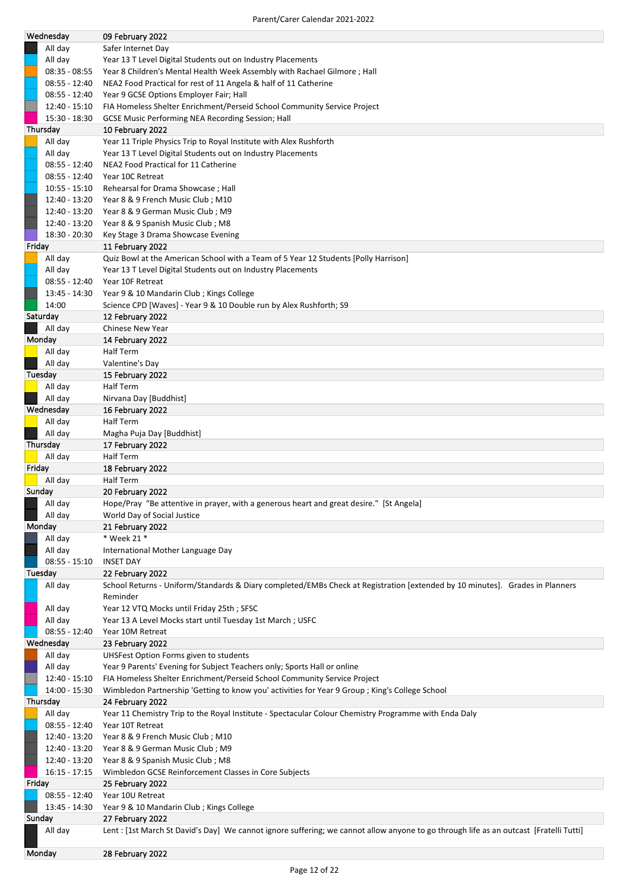Parent/Carer Calendar 2021-2022

| Day | Date / Event |
|---|---|
| **Wednesday** | **09 February 2022** |
| All day | Safer Internet Day |
| All day | Year 13 T Level Digital Students out on Industry Placements |
| 08:35 - 08:55 | Year 8 Children's Mental Health Week Assembly with Rachael Gilmore ; Hall |
| 08:55 - 12:40 | NEA2 Food Practical for rest of 11 Angela & half of 11 Catherine |
| 08:55 - 12:40 | Year 9 GCSE Options Employer Fair; Hall |
| 12:40 - 15:10 | FIA Homeless Shelter Enrichment/Perseid School Community Service Project |
| 15:30 - 18:30 | GCSE Music Performing NEA Recording Session; Hall |
| **Thursday** | **10 February 2022** |
| All day | Year 11 Triple Physics Trip to Royal Institute with Alex Rushforth |
| All day | Year 13 T Level Digital Students out on Industry Placements |
| 08:55 - 12:40 | NEA2 Food Practical for 11 Catherine |
| 08:55 - 12:40 | Year 10C Retreat |
| 10:55 - 15:10 | Rehearsal for Drama Showcase ; Hall |
| 12:40 - 13:20 | Year 8 & 9 French Music Club ; M10 |
| 12:40 - 13:20 | Year 8 & 9 German Music Club ; M9 |
| 12:40 - 13:20 | Year 8 & 9 Spanish Music Club ; M8 |
| 18:30 - 20:30 | Key Stage 3 Drama Showcase Evening |
| **Friday** | **11 February 2022** |
| All day | Quiz Bowl at the American School with a Team of 5 Year 12 Students [Polly Harrison] |
| All day | Year 13 T Level Digital Students out on Industry Placements |
| 08:55 - 12:40 | Year 10F Retreat |
| 13:45 - 14:30 | Year 9 & 10 Mandarin Club ; Kings College |
| 14:00 | Science CPD [Waves] - Year 9 & 10 Double run by Alex Rushforth; S9 |
| **Saturday** | **12 February 2022** |
| All day | Chinese New Year |
| **Monday** | **14 February 2022** |
| All day | Half Term |
| All day | Valentine's Day |
| **Tuesday** | **15 February 2022** |
| All day | Half Term |
| All day | Nirvana Day [Buddhist] |
| **Wednesday** | **16 February 2022** |
| All day | Half Term |
| All day | Magha Puja Day [Buddhist] |
| **Thursday** | **17 February 2022** |
| All day | Half Term |
| **Friday** | **18 February 2022** |
| All day | Half Term |
| **Sunday** | **20 February 2022** |
| All day | Hope/Pray "Be attentive in prayer, with a generous heart and great desire." [St Angela] |
| All day | World Day of Social Justice |
| **Monday** | **21 February 2022** |
| All day | * Week 21 * |
| All day | International Mother Language Day |
| 08:55 - 15:10 | INSET DAY |
| **Tuesday** | **22 February 2022** |
| All day | School Returns - Uniform/Standards & Diary completed/EMBs Check at Registration [extended by 10 minutes]. Grades in Planners Reminder |
| All day | Year 12 VTQ Mocks until Friday 25th ; SFSC |
| All day | Year 13 A Level Mocks start until Tuesday 1st March ; USFC |
| 08:55 - 12:40 | Year 10M Retreat |
| **Wednesday** | **23 February 2022** |
| All day | UHSFest Option Forms given to students |
| All day | Year 9 Parents' Evening for Subject Teachers only; Sports Hall or online |
| 12:40 - 15:10 | FIA Homeless Shelter Enrichment/Perseid School Community Service Project |
| 14:00 - 15:30 | Wimbledon Partnership 'Getting to know you' activities for Year 9 Group ; King's College School |
| **Thursday** | **24 February 2022** |
| All day | Year 11 Chemistry Trip to the Royal Institute - Spectacular Colour Chemistry Programme with Enda Daly |
| 08:55 - 12:40 | Year 10T Retreat |
| 12:40 - 13:20 | Year 8 & 9 French Music Club ; M10 |
| 12:40 - 13:20 | Year 8 & 9 German Music Club ; M9 |
| 12:40 - 13:20 | Year 8 & 9 Spanish Music Club ; M8 |
| 16:15 - 17:15 | Wimbledon GCSE Reinforcement Classes in Core Subjects |
| **Friday** | **25 February 2022** |
| 08:55 - 12:40 | Year 10U Retreat |
| 13:45 - 14:30 | Year 9 & 10 Mandarin Club ; Kings College |
| **Sunday** | **27 February 2022** |
| All day | Lent : [1st March St David's Day] We cannot ignore suffering; we cannot allow anyone to go through life as an outcast [Fratelli Tutti] |
| **Monday** | **28 February 2022** |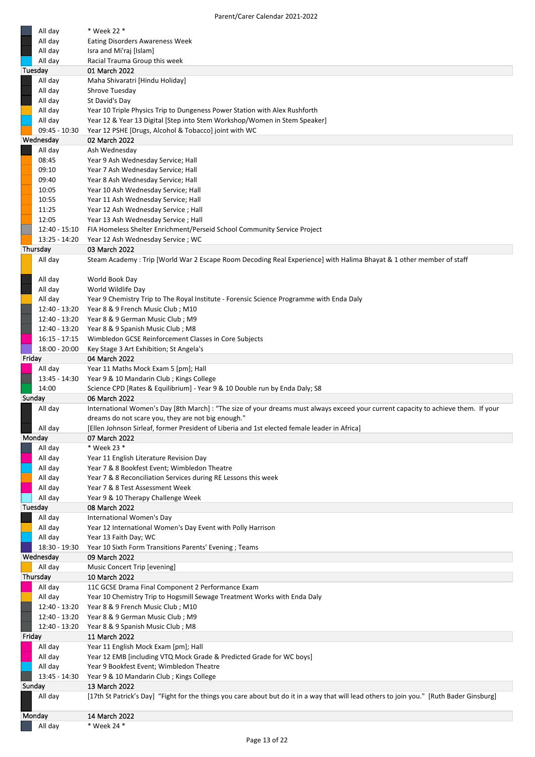| Time | Event |
|---|---|
| All day | * Week 22 * |
| All day | Eating Disorders Awareness Week |
| All day | Isra and Mi'raj [Islam] |
| All day | Racial Trauma Group this week |
| **Tuesday** | **01 March 2022** |
| All day | Maha Shivaratri [Hindu Holiday] |
| All day | Shrove Tuesday |
| All day | St David's Day |
| All day | Year 10 Triple Physics Trip to Dungeness Power Station with Alex Rushforth |
| All day | Year 12 & Year 13 Digital [Step into Stem Workshop/Women in Stem Speaker] |
| 09:45 - 10:30 | Year 12 PSHE [Drugs, Alcohol & Tobacco] joint with WC |
| **Wednesday** | **02 March 2022** |
| All day | Ash Wednesday |
| 08:45 | Year 9 Ash Wednesday Service; Hall |
| 09:10 | Year 7 Ash Wednesday Service; Hall |
| 09:40 | Year 8 Ash Wednesday Service; Hall |
| 10:05 | Year 10 Ash Wednesday Service; Hall |
| 10:55 | Year 11 Ash Wednesday Service; Hall |
| 11:25 | Year 12 Ash Wednesday Service ; Hall |
| 12:05 | Year 13 Ash Wednesday Service ; Hall |
| 12:40 - 15:10 | FIA Homeless Shelter Enrichment/Perseid School Community Service Project |
| 13:25 - 14:20 | Year 12 Ash Wednesday Service ; WC |
| **Thursday** | **03 March 2022** |
| All day | Steam Academy : Trip [World War 2 Escape Room Decoding Real Experience] with Halima Bhayat & 1 other member of staff |
| All day | World Book Day |
| All day | World Wildlife Day |
| All day | Year 9 Chemistry Trip to The Royal Institute - Forensic Science Programme with Enda Daly |
| 12:40 - 13:20 | Year 8 & 9 French Music Club ; M10 |
| 12:40 - 13:20 | Year 8 & 9 German Music Club ; M9 |
| 12:40 - 13:20 | Year 8 & 9 Spanish Music Club ; M8 |
| 16:15 - 17:15 | Wimbledon GCSE Reinforcement Classes in Core Subjects |
| 18:00 - 20:00 | Key Stage 3 Art Exhibition; St Angela's |
| **Friday** | **04 March 2022** |
| All day | Year 11 Maths Mock Exam 5 [pm]; Hall |
| 13:45 - 14:30 | Year 9 & 10 Mandarin Club ; Kings College |
| 14:00 | Science CPD [Rates & Equilibrium] - Year 9 & 10 Double run by Enda Daly; S8 |
| **Sunday** | **06 March 2022** |
| All day | International Women's Day [8th March] : "The size of your dreams must always exceed your current capacity to achieve them. If your dreams do not scare you, they are not big enough." |
| All day | [Ellen Johnson Sirleaf, former President of Liberia and 1st elected female leader in Africa] |
| **Monday** | **07 March 2022** |
| All day | * Week 23 * |
| All day | Year 11 English Literature Revision Day |
| All day | Year 7 & 8 Bookfest Event; Wimbledon Theatre |
| All day | Year 7 & 8 Reconciliation Services during RE Lessons this week |
| All day | Year 7 & 8 Test Assessment Week |
| All day | Year 9 & 10 Therapy Challenge Week |
| **Tuesday** | **08 March 2022** |
| All day | International Women's Day |
| All day | Year 12 International Women's Day Event with Polly Harrison |
| All day | Year 13 Faith Day; WC |
| 18:30 - 19:30 | Year 10 Sixth Form Transitions Parents' Evening ; Teams |
| **Wednesday** | **09 March 2022** |
| All day | Music Concert Trip [evening] |
| **Thursday** | **10 March 2022** |
| All day | 11C GCSE Drama Final Component 2 Performance Exam |
| All day | Year 10 Chemistry Trip to Hogsmill Sewage Treatment Works with Enda Daly |
| 12:40 - 13:20 | Year 8 & 9 French Music Club ; M10 |
| 12:40 - 13:20 | Year 8 & 9 German Music Club ; M9 |
| 12:40 - 13:20 | Year 8 & 9 Spanish Music Club ; M8 |
| **Friday** | **11 March 2022** |
| All day | Year 11 English Mock Exam [pm]; Hall |
| All day | Year 12 EMB [including VTQ Mock Grade & Predicted Grade for WC boys] |
| All day | Year 9 Bookfest Event; Wimbledon Theatre |
| 13:45 - 14:30 | Year 9 & 10 Mandarin Club ; Kings College |
| **Sunday** | **13 March 2022** |
| All day | [17th St Patrick's Day] "Fight for the things you care about but do it in a way that will lead others to join you." [Ruth Bader Ginsburg] |
| **Monday** | **14 March 2022** |
| All day | * Week 24 * |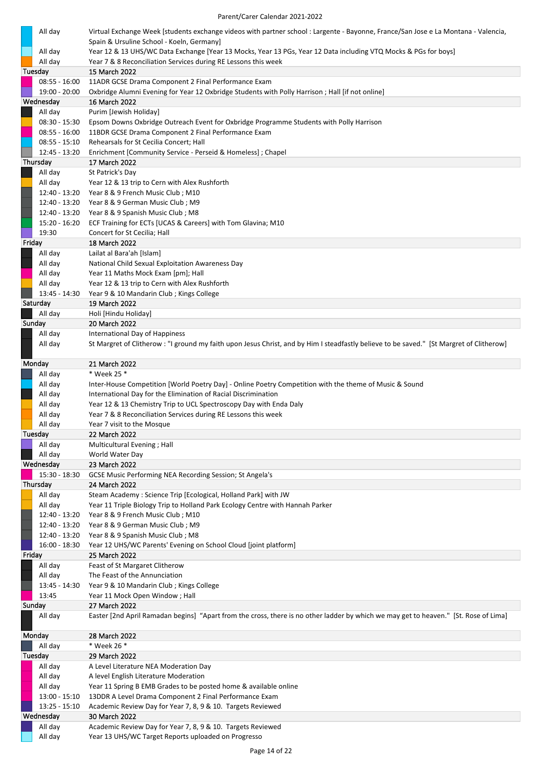| | |
|---|---|
| All day | Virtual Exchange Week [students exchange videos with partner school : Largente - Bayonne, France/San Jose e La Montana - Valencia, Spain & Ursuline School - Koeln, Germany] |
| All day | Year 12 & 13 UHS/WC Data Exchange [Year 13 Mocks, Year 13 PGs, Year 12 Data including VTQ Mocks & PGs for boys] |
| All day | Year 7 & 8 Reconciliation Services during RE Lessons this week |
| **Tuesday** | **15 March 2022** |
| 08:55 - 16:00 | 11ADR GCSE Drama Component 2 Final Performance Exam |
| 19:00 - 20:00 | Oxbridge Alumni Evening for Year 12 Oxbridge Students with Polly Harrison ; Hall [if not online] |
| **Wednesday** | **16 March 2022** |
| All day | Purim [Jewish Holiday] |
| 08:30 - 15:30 | Epsom Downs Oxbridge Outreach Event for Oxbridge Programme Students with Polly Harrison |
| 08:55 - 16:00 | 11BDR GCSE Drama Component 2 Final Performance Exam |
| 08:55 - 15:10 | Rehearsals for St Cecilia Concert; Hall |
| 12:45 - 13:20 | Enrichment [Community Service - Perseid & Homeless] ; Chapel |
| **Thursday** | **17 March 2022** |
| All day | St Patrick's Day |
| All day | Year 12 & 13 trip to Cern with Alex Rushforth |
| 12:40 - 13:20 | Year 8 & 9 French Music Club ; M10 |
| 12:40 - 13:20 | Year 8 & 9 German Music Club ; M9 |
| 12:40 - 13:20 | Year 8 & 9 Spanish Music Club ; M8 |
| 15:20 - 16:20 | ECF Training for ECTs [UCAS & Careers] with Tom Glavina; M10 |
| 19:30 | Concert for St Cecilia; Hall |
| **Friday** | **18 March 2022** |
| All day | Lailat al Bara'ah [Islam] |
| All day | National Child Sexual Exploitation Awareness Day |
| All day | Year 11 Maths Mock Exam [pm]; Hall |
| All day | Year 12 & 13 trip to Cern with Alex Rushforth |
| 13:45 - 14:30 | Year 9 & 10 Mandarin Club ; Kings College |
| **Saturday** | **19 March 2022** |
| All day | Holi [Hindu Holiday] |
| **Sunday** | **20 March 2022** |
| All day | International Day of Happiness |
| All day | St Margret of Clitherow : "I ground my faith upon Jesus Christ, and by Him I steadfastly believe to be saved." [St Margret of Clitherow] |
| **Monday** | **21 March 2022** |
| All day | * Week 25 * |
| All day | Inter-House Competition [World Poetry Day] - Online Poetry Competition with the theme of Music & Sound |
| All day | International Day for the Elimination of Racial Discrimination |
| All day | Year 12 & 13 Chemistry Trip to UCL Spectroscopy Day with Enda Daly |
| All day | Year 7 & 8 Reconciliation Services during RE Lessons this week |
| All day | Year 7 visit to the Mosque |
| **Tuesday** | **22 March 2022** |
| All day | Multicultural Evening ; Hall |
| All day | World Water Day |
| **Wednesday** | **23 March 2022** |
| 15:30 - 18:30 | GCSE Music Performing NEA Recording Session; St Angela's |
| **Thursday** | **24 March 2022** |
| All day | Steam Academy : Science Trip [Ecological, Holland Park] with JW |
| All day | Year 11 Triple Biology Trip to Holland Park Ecology Centre with Hannah Parker |
| 12:40 - 13:20 | Year 8 & 9 French Music Club ; M10 |
| 12:40 - 13:20 | Year 8 & 9 German Music Club ; M9 |
| 12:40 - 13:20 | Year 8 & 9 Spanish Music Club ; M8 |
| 16:00 - 18:30 | Year 12 UHS/WC Parents' Evening on School Cloud [joint platform] |
| **Friday** | **25 March 2022** |
| All day | Feast of St Margaret Clitherow |
| All day | The Feast of the Annunciation |
| 13:45 - 14:30 | Year 9 & 10 Mandarin Club ; Kings College |
| 13:45 | Year 11 Mock Open Window ; Hall |
| **Sunday** | **27 March 2022** |
| All day | Easter [2nd April Ramadan begins] "Apart from the cross, there is no other ladder by which we may get to heaven." [St. Rose of Lima] |
| **Monday** | **28 March 2022** |
| All day | * Week 26 * |
| **Tuesday** | **29 March 2022** |
| All day | A Level Literature NEA Moderation Day |
| All day | A level English Literature Moderation |
| All day | Year 11 Spring B EMB Grades to be posted home & available online |
| 13:00 - 15:10 | 13DDR A Level Drama Component 2 Final Performance Exam |
| 13:25 - 15:10 | Academic Review Day for Year 7, 8, 9 & 10. Targets Reviewed |
| **Wednesday** | **30 March 2022** |
| All day | Academic Review Day for Year 7, 8, 9 & 10. Targets Reviewed |
| All day | Year 13 UHS/WC Target Reports uploaded on Progresso |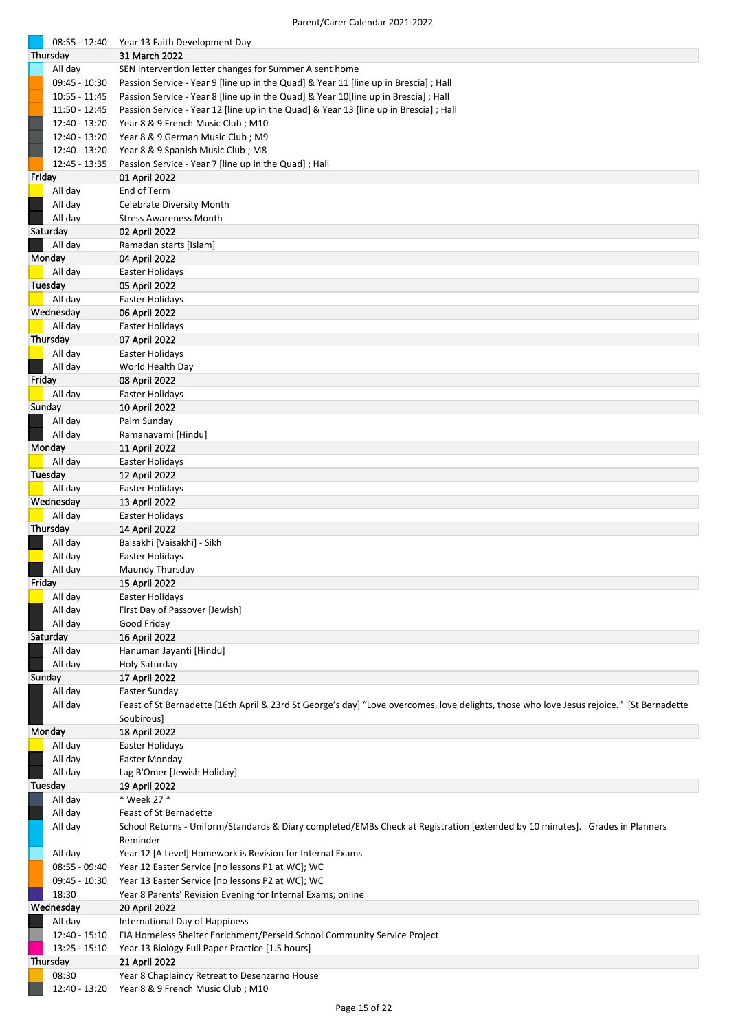| | |
|---|---|
| 08:55 - 12:40 | Year 13 Faith Development Day |
| **Thursday** | **31 March 2022** |
| All day | SEN Intervention letter changes for Summer A sent home |
| 09:45 - 10:30 | Passion Service - Year 9 [line up in the Quad] & Year 11 [line up in Brescia] ; Hall |
| 10:55 - 11:45 | Passion Service - Year 8 [line up in the Quad] & Year 10[line up in Brescia] ; Hall |
| 11:50 - 12:45 | Passion Service - Year 12 [line up in the Quad] & Year 13 [line up in Brescia] ; Hall |
| 12:40 - 13:20 | Year 8 & 9 French Music Club ; M10 |
| 12:40 - 13:20 | Year 8 & 9 German Music Club ; M9 |
| 12:40 - 13:20 | Year 8 & 9 Spanish Music Club ; M8 |
| 12:45 - 13:35 | Passion Service - Year 7 [line up in the Quad] ; Hall |
| **Friday** | **01 April 2022** |
| All day | End of Term |
| All day | Celebrate Diversity Month |
| All day | Stress Awareness Month |
| **Saturday** | **02 April 2022** |
| All day | Ramadan starts [Islam] |
| **Monday** | **04 April 2022** |
| All day | Easter Holidays |
| **Tuesday** | **05 April 2022** |
| All day | Easter Holidays |
| **Wednesday** | **06 April 2022** |
| All day | Easter Holidays |
| **Thursday** | **07 April 2022** |
| All day | Easter Holidays |
| All day | World Health Day |
| **Friday** | **08 April 2022** |
| All day | Easter Holidays |
| **Sunday** | **10 April 2022** |
| All day | Palm Sunday |
| All day | Ramanavami [Hindu] |
| **Monday** | **11 April 2022** |
| All day | Easter Holidays |
| **Tuesday** | **12 April 2022** |
| All day | Easter Holidays |
| **Wednesday** | **13 April 2022** |
| All day | Easter Holidays |
| **Thursday** | **14 April 2022** |
| All day | Baisakhi [Vaisakhi] - Sikh |
| All day | Easter Holidays |
| All day | Maundy Thursday |
| **Friday** | **15 April 2022** |
| All day | Easter Holidays |
| All day | First Day of Passover [Jewish] |
| All day | Good Friday |
| **Saturday** | **16 April 2022** |
| All day | Hanuman Jayanti [Hindu] |
| All day | Holy Saturday |
| **Sunday** | **17 April 2022** |
| All day | Easter Sunday |
| All day | Feast of St Bernadette [16th April & 23rd St George's day] "Love overcomes, love delights, those who love Jesus rejoice." [St Bernadette Soubirous] |
| **Monday** | **18 April 2022** |
| All day | Easter Holidays |
| All day | Easter Monday |
| All day | Lag B'Omer [Jewish Holiday] |
| **Tuesday** | **19 April 2022** |
| All day | * Week 27 * |
| All day | Feast of St Bernadette |
| All day | School Returns - Uniform/Standards & Diary completed/EMBs Check at Registration [extended by 10 minutes]. Grades in Planners Reminder |
| All day | Year 12 [A Level] Homework is Revision for Internal Exams |
| 08:55 - 09:40 | Year 12 Easter Service [no lessons P1 at WC]; WC |
| 09:45 - 10:30 | Year 13 Easter Service [no lessons P2 at WC]; WC |
| 18:30 | Year 8 Parents' Revision Evening for Internal Exams; online |
| **Wednesday** | **20 April 2022** |
| All day | International Day of Happiness |
| 12:40 - 15:10 | FIA Homeless Shelter Enrichment/Perseid School Community Service Project |
| 13:25 - 15:10 | Year 13 Biology Full Paper Practice [1.5 hours] |
| **Thursday** | **21 April 2022** |
| 08:30 | Year 8 Chaplaincy Retreat to Desenzarno House |
| 12:40 - 13:20 | Year 8 & 9 French Music Club ; M10 |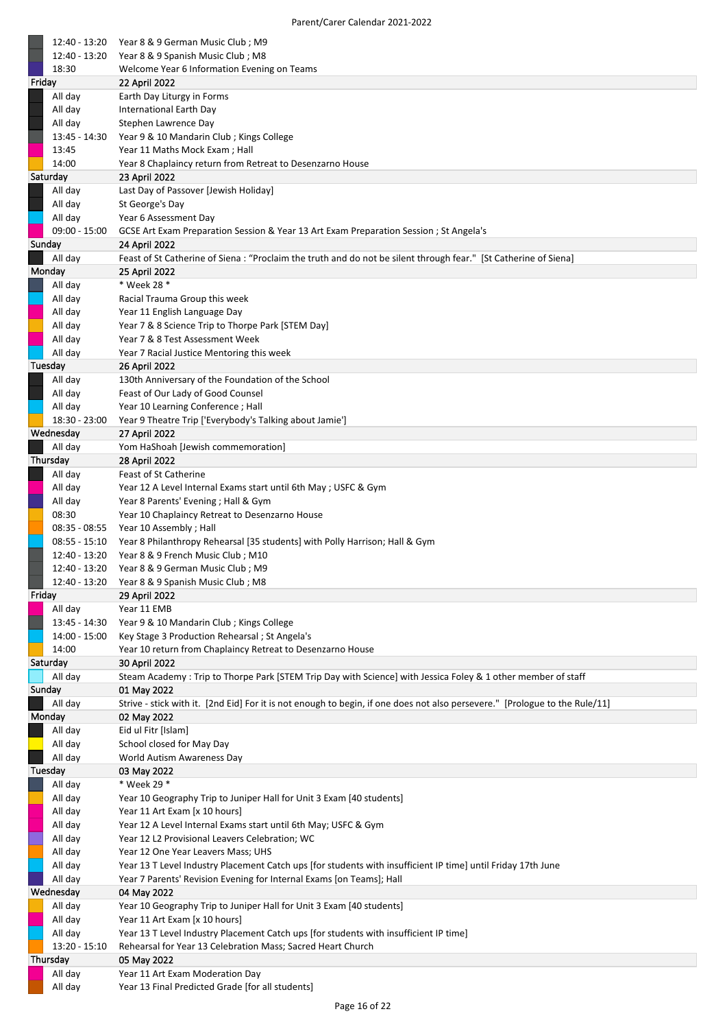| Time | Event |
|---|---|
| 12:40 - 13:20 | Year 8 & 9 German Music Club ; M9 |
| 12:40 - 13:20 | Year 8 & 9 Spanish Music Club ; M8 |
| 18:30 | Welcome Year 6 Information Evening on Teams |
| **Friday** | **22 April 2022** |
| All day | Earth Day Liturgy in Forms |
| All day | International Earth Day |
| All day | Stephen Lawrence Day |
| 13:45 - 14:30 | Year 9 & 10 Mandarin Club ; Kings College |
| 13:45 | Year 11 Maths Mock Exam ; Hall |
| 14:00 | Year 8 Chaplaincy return from Retreat to Desenzarno House |
| **Saturday** | **23 April 2022** |
| All day | Last Day of Passover [Jewish Holiday] |
| All day | St George's Day |
| All day | Year 6 Assessment Day |
| 09:00 - 15:00 | GCSE Art Exam Preparation Session & Year 13 Art Exam Preparation Session ; St Angela's |
| **Sunday** | **24 April 2022** |
| All day | Feast of St Catherine of Siena : “Proclaim the truth and do not be silent through fear." [St Catherine of Siena] |
| **Monday** | **25 April 2022** |
| All day | * Week 28 * |
| All day | Racial Trauma Group this week |
| All day | Year 11 English Language Day |
| All day | Year 7 & 8 Science Trip to Thorpe Park [STEM Day] |
| All day | Year 7 & 8 Test Assessment Week |
| All day | Year 7 Racial Justice Mentoring this week |
| **Tuesday** | **26 April 2022** |
| All day | 130th Anniversary of the Foundation of the School |
| All day | Feast of Our Lady of Good Counsel |
| All day | Year 10 Learning Conference ; Hall |
| 18:30 - 23:00 | Year 9 Theatre Trip ['Everybody's Talking about Jamie'] |
| **Wednesday** | **27 April 2022** |
| All day | Yom HaShoah [Jewish commemoration] |
| **Thursday** | **28 April 2022** |
| All day | Feast of St Catherine |
| All day | Year 12 A Level Internal Exams start until 6th May ; USFC & Gym |
| All day | Year 8 Parents' Evening ; Hall & Gym |
| 08:30 | Year 10 Chaplaincy Retreat to Desenzarno House |
| 08:35 - 08:55 | Year 10 Assembly ; Hall |
| 08:55 - 15:10 | Year 8 Philanthropy Rehearsal [35 students] with Polly Harrison; Hall & Gym |
| 12:40 - 13:20 | Year 8 & 9 French Music Club ; M10 |
| 12:40 - 13:20 | Year 8 & 9 German Music Club ; M9 |
| 12:40 - 13:20 | Year 8 & 9 Spanish Music Club ; M8 |
| **Friday** | **29 April 2022** |
| All day | Year 11 EMB |
| 13:45 - 14:30 | Year 9 & 10 Mandarin Club ; Kings College |
| 14:00 - 15:00 | Key Stage 3 Production Rehearsal ; St Angela's |
| 14:00 | Year 10 return from Chaplaincy Retreat to Desenzarno House |
| **Saturday** | **30 April 2022** |
| All day | Steam Academy : Trip to Thorpe Park [STEM Trip Day with Science] with Jessica Foley & 1 other member of staff |
| **Sunday** | **01 May 2022** |
| All day | Strive - stick with it. [2nd Eid] For it is not enough to begin, if one does not also persevere." [Prologue to the Rule/11] |
| **Monday** | **02 May 2022** |
| All day | Eid ul Fitr [Islam] |
| All day | School closed for May Day |
| All day | World Autism Awareness Day |
| **Tuesday** | **03 May 2022** |
| All day | * Week 29 * |
| All day | Year 10 Geography Trip to Juniper Hall for Unit 3 Exam [40 students] |
| All day | Year 11 Art Exam [x 10 hours] |
| All day | Year 12 A Level Internal Exams start until 6th May; USFC & Gym |
| All day | Year 12 L2 Provisional Leavers Celebration; WC |
| All day | Year 12 One Year Leavers Mass; UHS |
| All day | Year 13 T Level Industry Placement Catch ups [for students with insufficient IP time] until Friday 17th June |
| All day | Year 7 Parents' Revision Evening for Internal Exams [on Teams]; Hall |
| **Wednesday** | **04 May 2022** |
| All day | Year 10 Geography Trip to Juniper Hall for Unit 3 Exam [40 students] |
| All day | Year 11 Art Exam [x 10 hours] |
| All day | Year 13 T Level Industry Placement Catch ups [for students with insufficient IP time] |
| 13:20 - 15:10 | Rehearsal for Year 13 Celebration Mass; Sacred Heart Church |
| **Thursday** | **05 May 2022** |
| All day | Year 11 Art Exam Moderation Day |
| All day | Year 13 Final Predicted Grade [for all students] |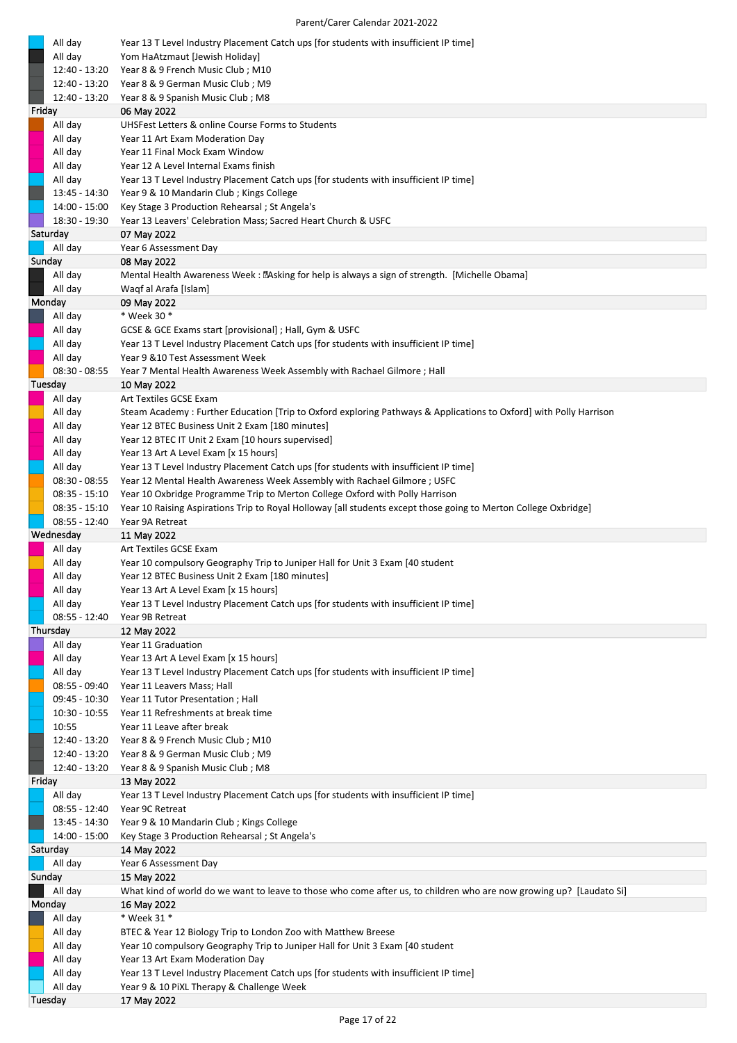# Parent/Carer Calendar 2021-2022

| | |
|---|---|
| All day | Year 13 T Level Industry Placement Catch ups [for students with insufficient IP time] |
| All day | Yom HaAtzmaut [Jewish Holiday] |
| 12:40 - 13:20 | Year 8 & 9 French Music Club ; M10 |
| 12:40 - 13:20 | Year 8 & 9 German Music Club ; M9 |
| 12:40 - 13:20 | Year 8 & 9 Spanish Music Club ; M8 |
| **Friday** | **06 May 2022** |
| All day | UHSFest Letters & online Course Forms to Students |
| All day | Year 11 Art Exam Moderation Day |
| All day | Year 11 Final Mock Exam Window |
| All day | Year 12 A Level Internal Exams finish |
| All day | Year 13 T Level Industry Placement Catch ups [for students with insufficient IP time] |
| 13:45 - 14:30 | Year 9 & 10 Mandarin Club ; Kings College |
| 14:00 - 15:00 | Key Stage 3 Production Rehearsal ; St Angela's |
| 18:30 - 19:30 | Year 13 Leavers' Celebration Mass; Sacred Heart Church & USFC |
| **Saturday** | **07 May 2022** |
| All day | Year 6 Assessment Day |
| **Sunday** | **08 May 2022** |
| All day | Mental Health Awareness Week : Asking for help is always a sign of strength. [Michelle Obama] |
| All day | Waqf al Arafa [Islam] |
| **Monday** | **09 May 2022** |
| All day | * Week 30 * |
| All day | GCSE & GCE Exams start [provisional] ; Hall, Gym & USFC |
| All day | Year 13 T Level Industry Placement Catch ups [for students with insufficient IP time] |
| All day | Year 9 &10 Test Assessment Week |
| 08:30 - 08:55 | Year 7 Mental Health Awareness Week Assembly with Rachael Gilmore ; Hall |
| **Tuesday** | **10 May 2022** |
| All day | Art Textiles GCSE Exam |
| All day | Steam Academy : Further Education [Trip to Oxford exploring Pathways & Applications to Oxford] with Polly Harrison |
| All day | Year 12 BTEC Business Unit 2 Exam [180 minutes] |
| All day | Year 12 BTEC IT Unit 2 Exam [10 hours supervised] |
| All day | Year 13 Art A Level Exam [x 15 hours] |
| All day | Year 13 T Level Industry Placement Catch ups [for students with insufficient IP time] |
| 08:30 - 08:55 | Year 12 Mental Health Awareness Week Assembly with Rachael Gilmore ; USFC |
| 08:35 - 15:10 | Year 10 Oxbridge Programme Trip to Merton College Oxford with Polly Harrison |
| 08:35 - 15:10 | Year 10 Raising Aspirations Trip to Royal Holloway [all students except those going to Merton College Oxbridge] |
| 08:55 - 12:40 | Year 9A Retreat |
| **Wednesday** | **11 May 2022** |
| All day | Art Textiles GCSE Exam |
| All day | Year 10 compulsory Geography Trip to Juniper Hall for Unit 3 Exam [40 student |
| All day | Year 12 BTEC Business Unit 2 Exam [180 minutes] |
| All day | Year 13 Art A Level Exam [x 15 hours] |
| All day | Year 13 T Level Industry Placement Catch ups [for students with insufficient IP time] |
| 08:55 - 12:40 | Year 9B Retreat |
| **Thursday** | **12 May 2022** |
| All day | Year 11 Graduation |
| All day | Year 13 Art A Level Exam [x 15 hours] |
| All day | Year 13 T Level Industry Placement Catch ups [for students with insufficient IP time] |
| 08:55 - 09:40 | Year 11 Leavers Mass; Hall |
| 09:45 - 10:30 | Year 11 Tutor Presentation ; Hall |
| 10:30 - 10:55 | Year 11 Refreshments at break time |
| 10:55 | Year 11 Leave after break |
| 12:40 - 13:20 | Year 8 & 9 French Music Club ; M10 |
| 12:40 - 13:20 | Year 8 & 9 German Music Club ; M9 |
| 12:40 - 13:20 | Year 8 & 9 Spanish Music Club ; M8 |
| **Friday** | **13 May 2022** |
| All day | Year 13 T Level Industry Placement Catch ups [for students with insufficient IP time] |
| 08:55 - 12:40 | Year 9C Retreat |
| 13:45 - 14:30 | Year 9 & 10 Mandarin Club ; Kings College |
| 14:00 - 15:00 | Key Stage 3 Production Rehearsal ; St Angela's |
| **Saturday** | **14 May 2022** |
| All day | Year 6 Assessment Day |
| **Sunday** | **15 May 2022** |
| All day | What kind of world do we want to leave to those who come after us, to children who are now growing up? [Laudato Si] |
| **Monday** | **16 May 2022** |
| All day | * Week 31 * |
| All day | BTEC & Year 12 Biology Trip to London Zoo with Matthew Breese |
| All day | Year 10 compulsory Geography Trip to Juniper Hall for Unit 3 Exam [40 student |
| All day | Year 13 Art Exam Moderation Day |
| All day | Year 13 T Level Industry Placement Catch ups [for students with insufficient IP time] |
| All day | Year 9 & 10 PiXL Therapy & Challenge Week |
| **Tuesday** | **17 May 2022** |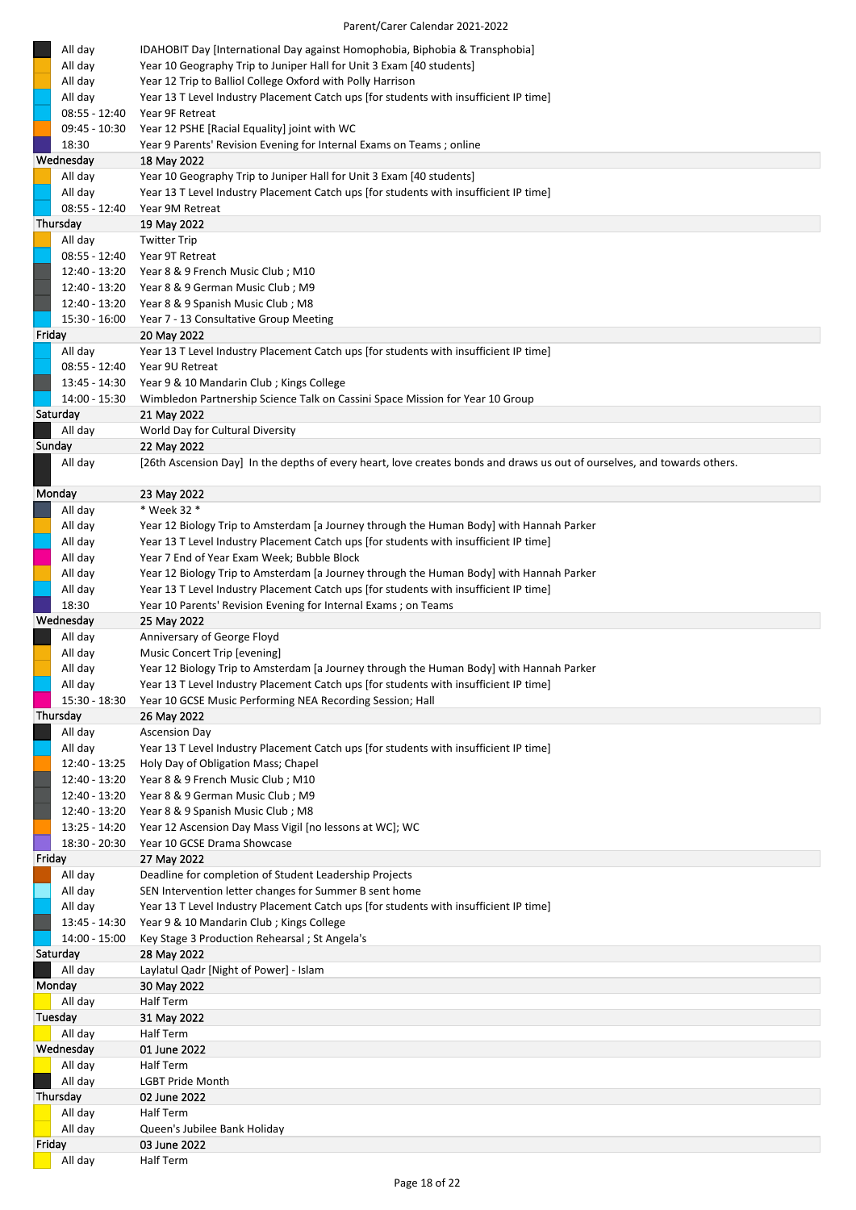| | |
|---|---|
| All day | IDAHOBIT Day [International Day against Homophobia, Biphobia & Transphobia] |
| All day | Year 10 Geography Trip to Juniper Hall for Unit 3 Exam [40 students] |
| All day | Year 12 Trip to Balliol College Oxford with Polly Harrison |
| All day | Year 13 T Level Industry Placement Catch ups [for students with insufficient IP time] |
| 08:55 - 12:40 | Year 9F Retreat |
| 09:45 - 10:30 | Year 12 PSHE [Racial Equality] joint with WC |
| 18:30 | Year 9 Parents' Revision Evening for Internal Exams on Teams ; online |
| **Wednesday** | **18 May 2022** |
| All day | Year 10 Geography Trip to Juniper Hall for Unit 3 Exam [40 students] |
| All day | Year 13 T Level Industry Placement Catch ups [for students with insufficient IP time] |
| 08:55 - 12:40 | Year 9M Retreat |
| **Thursday** | **19 May 2022** |
| All day | Twitter Trip |
| 08:55 - 12:40 | Year 9T Retreat |
| 12:40 - 13:20 | Year 8 & 9 French Music Club ; M10 |
| 12:40 - 13:20 | Year 8 & 9 German Music Club ; M9 |
| 12:40 - 13:20 | Year 8 & 9 Spanish Music Club ; M8 |
| 15:30 - 16:00 | Year 7 - 13 Consultative Group Meeting |
| **Friday** | **20 May 2022** |
| All day | Year 13 T Level Industry Placement Catch ups [for students with insufficient IP time] |
| 08:55 - 12:40 | Year 9U Retreat |
| 13:45 - 14:30 | Year 9 & 10 Mandarin Club ; Kings College |
| 14:00 - 15:30 | Wimbledon Partnership Science Talk on Cassini Space Mission for Year 10 Group |
| **Saturday** | **21 May 2022** |
| All day | World Day for Cultural Diversity |
| **Sunday** | **22 May 2022** |
| All day | [26th Ascension Day] In the depths of every heart, love creates bonds and draws us out of ourselves, and towards others. |
| **Monday** | **23 May 2022** |
| All day | * Week 32 * |
| All day | Year 12 Biology Trip to Amsterdam [a Journey through the Human Body] with Hannah Parker |
| All day | Year 13 T Level Industry Placement Catch ups [for students with insufficient IP time] |
| All day | Year 7 End of Year Exam Week; Bubble Block |
| All day | Year 12 Biology Trip to Amsterdam [a Journey through the Human Body] with Hannah Parker |
| All day | Year 13 T Level Industry Placement Catch ups [for students with insufficient IP time] |
| 18:30 | Year 10 Parents' Revision Evening for Internal Exams ; on Teams |
| **Wednesday** | **25 May 2022** |
| All day | Anniversary of George Floyd |
| All day | Music Concert Trip [evening] |
| All day | Year 12 Biology Trip to Amsterdam [a Journey through the Human Body] with Hannah Parker |
| All day | Year 13 T Level Industry Placement Catch ups [for students with insufficient IP time] |
| 15:30 - 18:30 | Year 10 GCSE Music Performing NEA Recording Session; Hall |
| **Thursday** | **26 May 2022** |
| All day | Ascension Day |
| All day | Year 13 T Level Industry Placement Catch ups [for students with insufficient IP time] |
| 12:40 - 13:25 | Holy Day of Obligation Mass; Chapel |
| 12:40 - 13:20 | Year 8 & 9 French Music Club ; M10 |
| 12:40 - 13:20 | Year 8 & 9 German Music Club ; M9 |
| 12:40 - 13:20 | Year 8 & 9 Spanish Music Club ; M8 |
| 13:25 - 14:20 | Year 12 Ascension Day Mass Vigil [no lessons at WC]; WC |
| 18:30 - 20:30 | Year 10 GCSE Drama Showcase |
| **Friday** | **27 May 2022** |
| All day | Deadline for completion of Student Leadership Projects |
| All day | SEN Intervention letter changes for Summer B sent home |
| All day | Year 13 T Level Industry Placement Catch ups [for students with insufficient IP time] |
| 13:45 - 14:30 | Year 9 & 10 Mandarin Club ; Kings College |
| 14:00 - 15:00 | Key Stage 3 Production Rehearsal ; St Angela's |
| **Saturday** | **28 May 2022** |
| All day | Laylatul Qadr [Night of Power] - Islam |
| **Monday** | **30 May 2022** |
| All day | Half Term |
| **Tuesday** | **31 May 2022** |
| All day | Half Term |
| **Wednesday** | **01 June 2022** |
| All day | Half Term |
| All day | LGBT Pride Month |
| **Thursday** | **02 June 2022** |
| All day | Half Term |
| All day | Queen's Jubilee Bank Holiday |
| **Friday** | **03 June 2022** |
| All day | Half Term |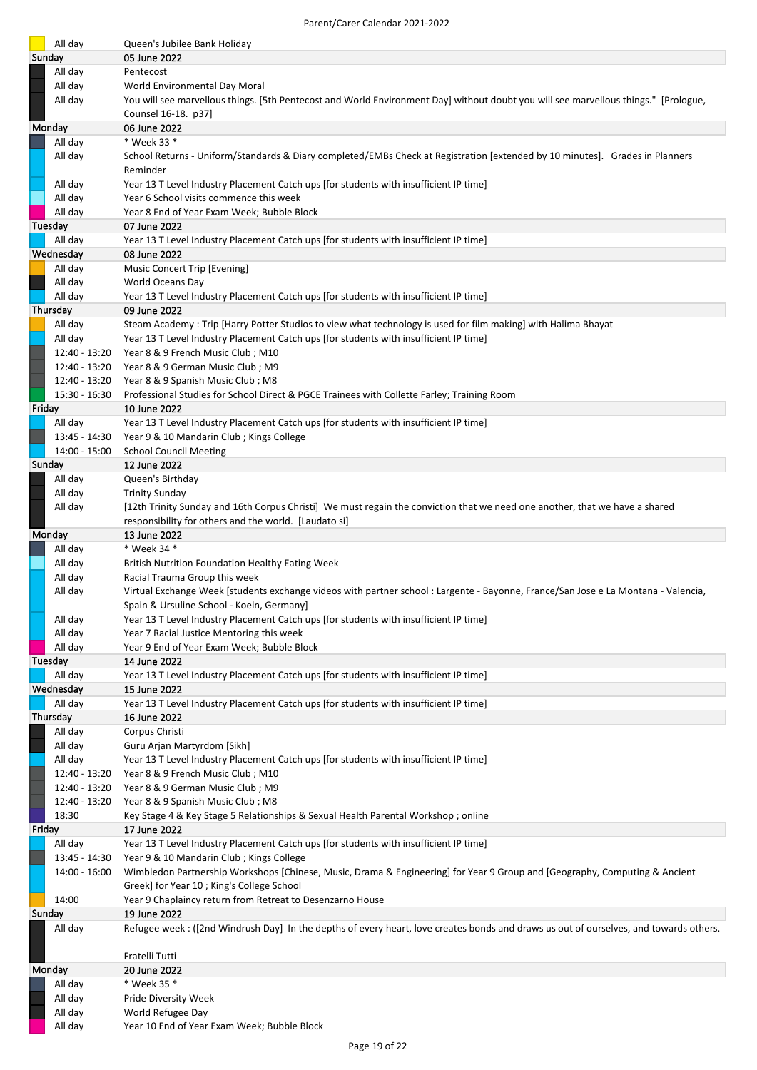| | |
|---|---|
| All day | Queen's Jubilee Bank Holiday |
| **Sunday** | **05 June 2022** |
| All day | Pentecost |
| All day | World Environmental Day Moral |
| All day | You will see marvellous things. [5th Pentecost and World Environment Day] without doubt you will see marvellous things."  [Prologue, Counsel 16-18.  p37] |
| **Monday** | **06 June 2022** |
| All day | * Week 33 * |
| All day | School Returns - Uniform/Standards & Diary completed/EMBs Check at Registration [extended by 10 minutes].   Grades in Planners Reminder |
| All day | Year 13 T Level Industry Placement Catch ups [for students with insufficient IP time] |
| All day | Year 6 School visits commence this week |
| All day | Year 8 End of Year Exam Week; Bubble Block |
| **Tuesday** | **07 June 2022** |
| All day | Year 13 T Level Industry Placement Catch ups [for students with insufficient IP time] |
| **Wednesday** | **08 June 2022** |
| All day | Music Concert Trip [Evening] |
| All day | World Oceans Day |
| All day | Year 13 T Level Industry Placement Catch ups [for students with insufficient IP time] |
| **Thursday** | **09 June 2022** |
| All day | Steam Academy : Trip [Harry Potter Studios to view what technology is used for film making] with Halima Bhayat |
| All day | Year 13 T Level Industry Placement Catch ups [for students with insufficient IP time] |
| 12:40 - 13:20 | Year 8 & 9 French Music Club ; M10 |
| 12:40 - 13:20 | Year 8 & 9 German Music Club ; M9 |
| 12:40 - 13:20 | Year 8 & 9 Spanish Music Club ; M8 |
| 15:30 - 16:30 | Professional Studies for School Direct & PGCE Trainees with Collette Farley; Training Room |
| **Friday** | **10 June 2022** |
| All day | Year 13 T Level Industry Placement Catch ups [for students with insufficient IP time] |
| 13:45 - 14:30 | Year 9 & 10 Mandarin Club ; Kings College |
| 14:00 - 15:00 | School Council Meeting |
| **Sunday** | **12 June 2022** |
| All day | Queen's Birthday |
| All day | Trinity Sunday |
| All day | [12th Trinity Sunday and 16th Corpus Christi]  We must regain the conviction that we need one another, that we have a shared responsibility for others and the world.  [Laudato si] |
| **Monday** | **13 June 2022** |
| All day | * Week 34 * |
| All day | British Nutrition Foundation Healthy Eating Week |
| All day | Racial Trauma Group this week |
| All day | Virtual Exchange Week [students exchange videos with partner school : Largente - Bayonne, France/San Jose e La Montana - Valencia, Spain & Ursuline School - Koeln, Germany] |
| All day | Year 13 T Level Industry Placement Catch ups [for students with insufficient IP time] |
| All day | Year 7 Racial Justice Mentoring this week |
| All day | Year 9 End of Year Exam Week; Bubble Block |
| **Tuesday** | **14 June 2022** |
| All day | Year 13 T Level Industry Placement Catch ups [for students with insufficient IP time] |
| **Wednesday** | **15 June 2022** |
| All day | Year 13 T Level Industry Placement Catch ups [for students with insufficient IP time] |
| **Thursday** | **16 June 2022** |
| All day | Corpus Christi |
| All day | Guru Arjan Martyrdom [Sikh] |
| All day | Year 13 T Level Industry Placement Catch ups [for students with insufficient IP time] |
| 12:40 - 13:20 | Year 8 & 9 French Music Club ; M10 |
| 12:40 - 13:20 | Year 8 & 9 German Music Club ; M9 |
| 12:40 - 13:20 | Year 8 & 9 Spanish Music Club ; M8 |
| 18:30 | Key Stage 4 & Key Stage 5 Relationships & Sexual Health Parental Workshop ; online |
| **Friday** | **17 June 2022** |
| All day | Year 13 T Level Industry Placement Catch ups [for students with insufficient IP time] |
| 13:45 - 14:30 | Year 9 & 10 Mandarin Club ; Kings College |
| 14:00 - 16:00 | Wimbledon Partnership Workshops [Chinese, Music, Drama & Engineering] for Year 9 Group and [Geography, Computing & Ancient Greek] for Year 10 ; King's College School |
| 14:00 | Year 9 Chaplaincy return from Retreat to Desenzarno House |
| **Sunday** | **19 June 2022** |
| All day | Refugee week : ([2nd Windrush Day]  In the depths of every heart, love creates bonds and draws us out of ourselves, and towards others. Fratelli Tutti |
| **Monday** | **20 June 2022** |
| All day | * Week 35 * |
| All day | Pride Diversity Week |
| All day | World Refugee Day |
| All day | Year 10 End of Year Exam Week; Bubble Block |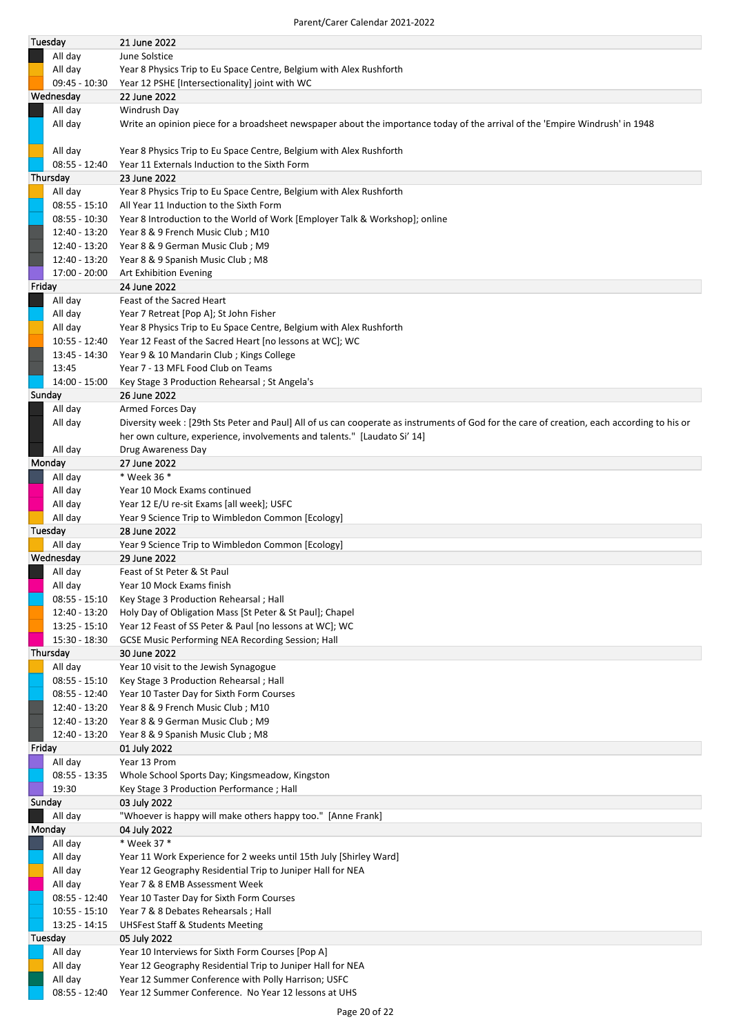| Tuesday | 21 June 2022 |
|---|---|
| All day | June Solstice |
| All day | Year 8 Physics Trip to Eu Space Centre, Belgium with Alex Rushforth |
| 09:45 - 10:30 | Year 12 PSHE [Intersectionality] joint with WC |
| **Wednesday** | **22 June 2022** |
| All day | Windrush Day |
| All day | Write an opinion piece for a broadsheet newspaper about the importance today of the arrival of the 'Empire Windrush' in 1948 |
| All day | Year 8 Physics Trip to Eu Space Centre, Belgium with Alex Rushforth |
| 08:55 - 12:40 | Year 11 Externals Induction to the Sixth Form |
| **Thursday** | **23 June 2022** |
| All day | Year 8 Physics Trip to Eu Space Centre, Belgium with Alex Rushforth |
| 08:55 - 15:10 | All Year 11 Induction to the Sixth Form |
| 08:55 - 10:30 | Year 8 Introduction to the World of Work [Employer Talk & Workshop]; online |
| 12:40 - 13:20 | Year 8 & 9 French Music Club ; M10 |
| 12:40 - 13:20 | Year 8 & 9 German Music Club ; M9 |
| 12:40 - 13:20 | Year 8 & 9 Spanish Music Club ; M8 |
| 17:00 - 20:00 | Art Exhibition Evening |
| **Friday** | **24 June 2022** |
| All day | Feast of the Sacred Heart |
| All day | Year 7 Retreat [Pop A]; St John Fisher |
| All day | Year 8 Physics Trip to Eu Space Centre, Belgium with Alex Rushforth |
| 10:55 - 12:40 | Year 12 Feast of the Sacred Heart [no lessons at WC]; WC |
| 13:45 - 14:30 | Year 9 & 10 Mandarin Club ; Kings College |
| 13:45 | Year 7 - 13 MFL Food Club on Teams |
| 14:00 - 15:00 | Key Stage 3 Production Rehearsal ; St Angela's |
| **Sunday** | **26 June 2022** |
| All day | Armed Forces Day |
| All day | Diversity week : [29th Sts Peter and Paul] All of us can cooperate as instruments of God for the care of creation, each according to his or her own culture, experience, involvements and talents." [Laudato Si' 14] |
| All day | Drug Awareness Day |
| **Monday** | **27 June 2022** |
| All day | * Week 36 * |
| All day | Year 10 Mock Exams continued |
| All day | Year 12 E/U re-sit Exams [all week]; USFC |
| All day | Year 9 Science Trip to Wimbledon Common [Ecology] |
| **Tuesday** | **28 June 2022** |
| All day | Year 9 Science Trip to Wimbledon Common [Ecology] |
| **Wednesday** | **29 June 2022** |
| All day | Feast of St Peter & St Paul |
| All day | Year 10 Mock Exams finish |
| 08:55 - 15:10 | Key Stage 3 Production Rehearsal ; Hall |
| 12:40 - 13:20 | Holy Day of Obligation Mass [St Peter & St Paul]; Chapel |
| 13:25 - 15:10 | Year 12 Feast of SS Peter & Paul [no lessons at WC]; WC |
| 15:30 - 18:30 | GCSE Music Performing NEA Recording Session; Hall |
| **Thursday** | **30 June 2022** |
| All day | Year 10 visit to the Jewish Synagogue |
| 08:55 - 15:10 | Key Stage 3 Production Rehearsal ; Hall |
| 08:55 - 12:40 | Year 10 Taster Day for Sixth Form Courses |
| 12:40 - 13:20 | Year 8 & 9 French Music Club ; M10 |
| 12:40 - 13:20 | Year 8 & 9 German Music Club ; M9 |
| 12:40 - 13:20 | Year 8 & 9 Spanish Music Club ; M8 |
| **Friday** | **01 July 2022** |
| All day | Year 13 Prom |
| 08:55 - 13:35 | Whole School Sports Day; Kingsmeadow, Kingston |
| 19:30 | Key Stage 3 Production Performance ; Hall |
| **Sunday** | **03 July 2022** |
| All day | "Whoever is happy will make others happy too." [Anne Frank] |
| **Monday** | **04 July 2022** |
| All day | * Week 37 * |
| All day | Year 11 Work Experience for 2 weeks until 15th July [Shirley Ward] |
| All day | Year 12 Geography Residential Trip to Juniper Hall for NEA |
| All day | Year 7 & 8 EMB Assessment Week |
| 08:55 - 12:40 | Year 10 Taster Day for Sixth Form Courses |
| 10:55 - 15:10 | Year 7 & 8 Debates Rehearsals ; Hall |
| 13:25 - 14:15 | UHSFest Staff & Students Meeting |
| **Tuesday** | **05 July 2022** |
| All day | Year 10 Interviews for Sixth Form Courses [Pop A] |
| All day | Year 12 Geography Residential Trip to Juniper Hall for NEA |
| All day | Year 12 Summer Conference with Polly Harrison; USFC |
| 08:55 - 12:40 | Year 12 Summer Conference. No Year 12 lessons at UHS |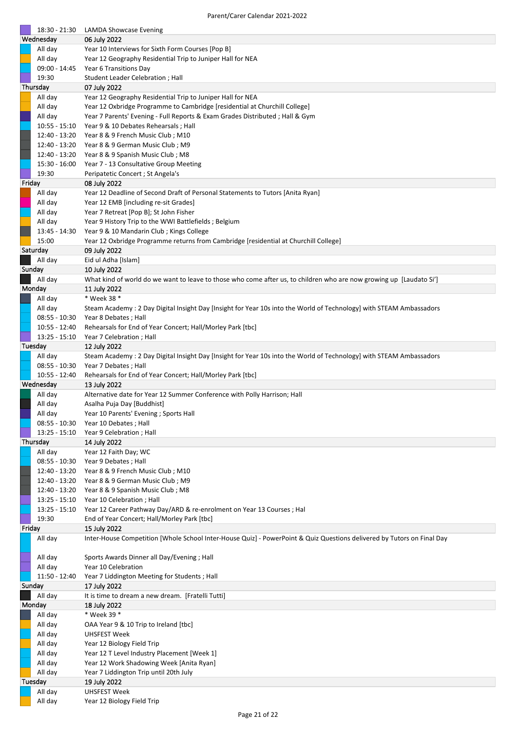| | |
|---|---|
| 18:30 - 21:30 | LAMDA Showcase Evening |
| **Wednesday** | **06 July 2022** |
| All day | Year 10 Interviews for Sixth Form Courses [Pop B] |
| All day | Year 12 Geography Residential Trip to Juniper Hall for NEA |
| 09:00 - 14:45 | Year 6 Transitions Day |
| 19:30 | Student Leader Celebration ; Hall |
| **Thursday** | **07 July 2022** |
| All day | Year 12 Geography Residential Trip to Juniper Hall for NEA |
| All day | Year 12 Oxbridge Programme to Cambridge [residential at Churchill College] |
| All day | Year 7 Parents' Evening - Full Reports & Exam Grades Distributed ; Hall & Gym |
| 10:55 - 15:10 | Year 9 & 10 Debates Rehearsals ; Hall |
| 12:40 - 13:20 | Year 8 & 9 French Music Club ; M10 |
| 12:40 - 13:20 | Year 8 & 9 German Music Club ; M9 |
| 12:40 - 13:20 | Year 8 & 9 Spanish Music Club ; M8 |
| 15:30 - 16:00 | Year 7 - 13 Consultative Group Meeting |
| 19:30 | Peripatetic Concert ; St Angela's |
| **Friday** | **08 July 2022** |
| All day | Year 12 Deadline of Second Draft of Personal Statements to Tutors [Anita Ryan] |
| All day | Year 12 EMB [including re-sit Grades] |
| All day | Year 7 Retreat [Pop B]; St John Fisher |
| All day | Year 9 History Trip to the WWI Battlefields ; Belgium |
| 13:45 - 14:30 | Year 9 & 10 Mandarin Club ; Kings College |
| 15:00 | Year 12 Oxbridge Programme returns from Cambridge [residential at Churchill College] |
| **Saturday** | **09 July 2022** |
| All day | Eid ul Adha [Islam] |
| **Sunday** | **10 July 2022** |
| All day | What kind of world do we want to leave to those who come after us, to children who are now growing up [Laudato Si'] |
| **Monday** | **11 July 2022** |
| All day | * Week 38 * |
| All day | Steam Academy : 2 Day Digital Insight Day [Insight for Year 10s into the World of Technology] with STEAM Ambassadors |
| 08:55 - 10:30 | Year 8 Debates ; Hall |
| 10:55 - 12:40 | Rehearsals for End of Year Concert; Hall/Morley Park [tbc] |
| 13:25 - 15:10 | Year 7 Celebration ; Hall |
| **Tuesday** | **12 July 2022** |
| All day | Steam Academy : 2 Day Digital Insight Day [Insight for Year 10s into the World of Technology] with STEAM Ambassadors |
| 08:55 - 10:30 | Year 7 Debates ; Hall |
| 10:55 - 12:40 | Rehearsals for End of Year Concert; Hall/Morley Park [tbc] |
| **Wednesday** | **13 July 2022** |
| All day | Alternative date for Year 12 Summer Conference with Polly Harrison; Hall |
| All day | Asalha Puja Day [Buddhist] |
| All day | Year 10 Parents' Evening ; Sports Hall |
| 08:55 - 10:30 | Year 10 Debates ; Hall |
| 13:25 - 15:10 | Year 9 Celebration ; Hall |
| **Thursday** | **14 July 2022** |
| All day | Year 12 Faith Day; WC |
| 08:55 - 10:30 | Year 9 Debates ; Hall |
| 12:40 - 13:20 | Year 8 & 9 French Music Club ; M10 |
| 12:40 - 13:20 | Year 8 & 9 German Music Club ; M9 |
| 12:40 - 13:20 | Year 8 & 9 Spanish Music Club ; M8 |
| 13:25 - 15:10 | Year 10 Celebration ; Hall |
| 13:25 - 15:10 | Year 12 Career Pathway Day/ARD & re-enrolment on Year 13 Courses ; Hal |
| 19:30 | End of Year Concert; Hall/Morley Park [tbc] |
| **Friday** | **15 July 2022** |
| All day | Inter-House Competition [Whole School Inter-House Quiz] - PowerPoint & Quiz Questions delivered by Tutors on Final Day |
| All day | Sports Awards Dinner all Day/Evening ; Hall |
| All day | Year 10 Celebration |
| 11:50 - 12:40 | Year 7 Liddington Meeting for Students ; Hall |
| **Sunday** | **17 July 2022** |
| All day | It is time to dream a new dream. [Fratelli Tutti] |
| **Monday** | **18 July 2022** |
| All day | * Week 39 * |
| All day | OAA Year 9 & 10 Trip to Ireland [tbc] |
| All day | UHSFEST Week |
| All day | Year 12 Biology Field Trip |
| All day | Year 12 T Level Industry Placement [Week 1] |
| All day | Year 12 Work Shadowing Week [Anita Ryan] |
| All day | Year 7 Liddington Trip until 20th July |
| **Tuesday** | **19 July 2022** |
| All day | UHSFEST Week |
| All day | Year 12 Biology Field Trip |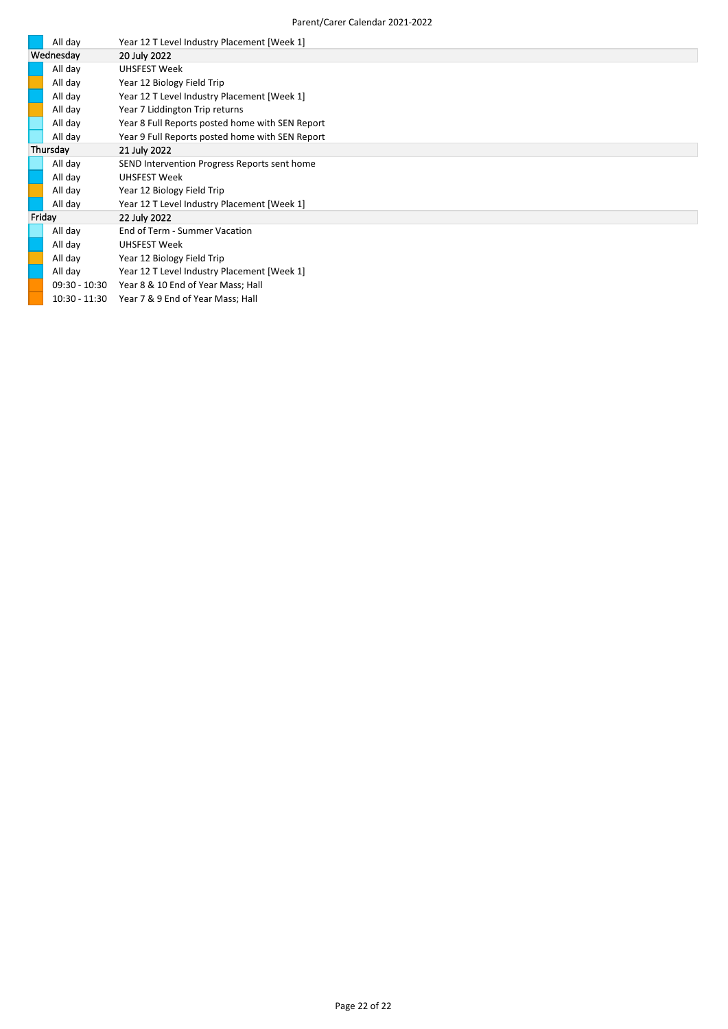| | |
|---|---|
| All day | Year 12 T Level Industry Placement [Week 1] |
| **Wednesday** | **20 July 2022** |
| All day | UHSFEST Week |
| All day | Year 12 Biology Field Trip |
| All day | Year 12 T Level Industry Placement [Week 1] |
| All day | Year 7 Liddington Trip returns |
| All day | Year 8 Full Reports posted home with SEN Report |
| All day | Year 9 Full Reports posted home with SEN Report |
| **Thursday** | **21 July 2022** |
| All day | SEND Intervention Progress Reports sent home |
| All day | UHSFEST Week |
| All day | Year 12 Biology Field Trip |
| All day | Year 12 T Level Industry Placement [Week 1] |
| **Friday** | **22 July 2022** |
| All day | End of Term - Summer Vacation |
| All day | UHSFEST Week |
| All day | Year 12 Biology Field Trip |
| All day | Year 12 T Level Industry Placement [Week 1] |
| 09:30 - 10:30 | Year 8 & 10 End of Year Mass; Hall |
| 10:30 - 11:30 | Year 7 & 9 End of Year Mass; Hall |